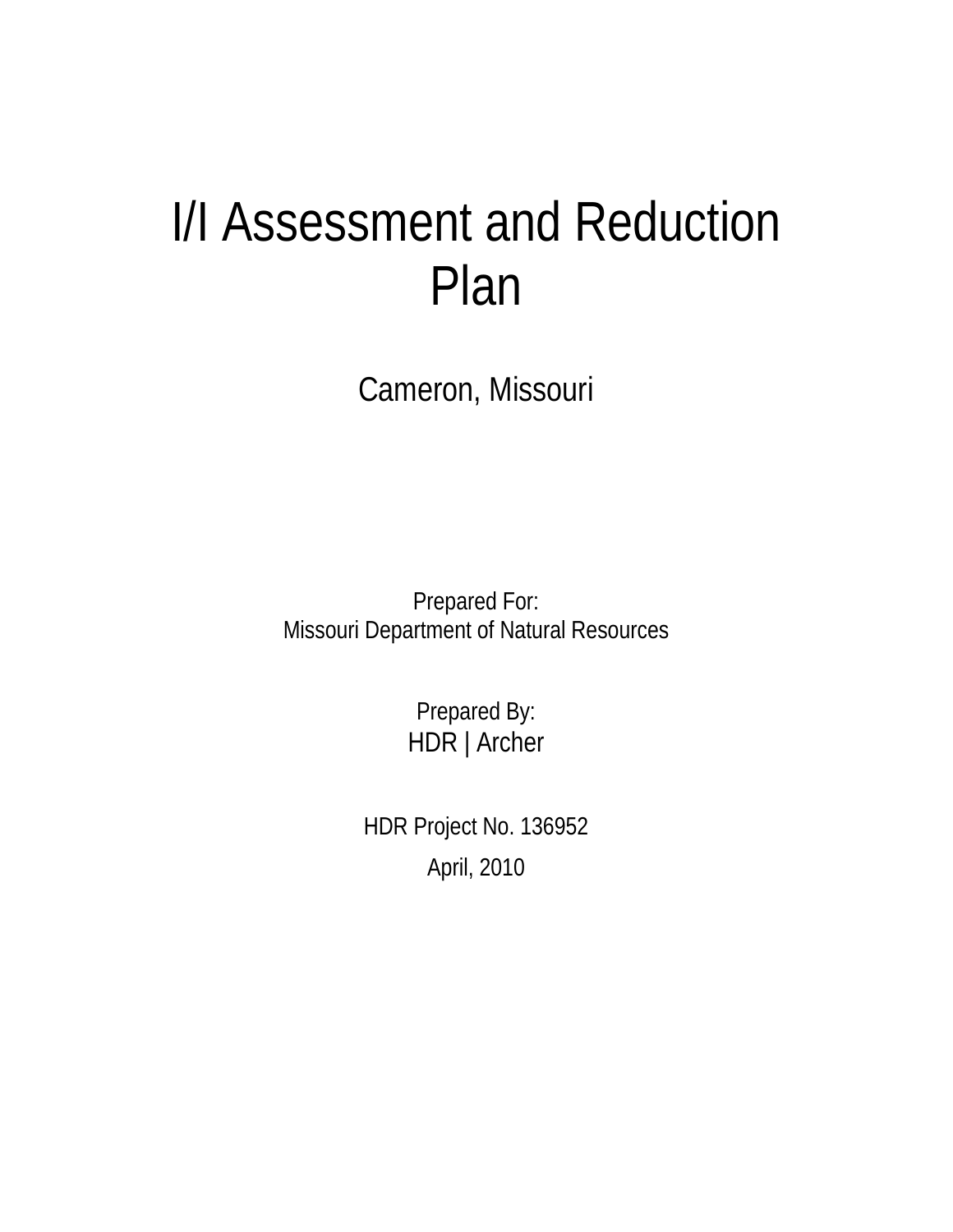# I/I Assessment and Reduction Plan

## Cameron, Missouri

Prepared For:
Missouri Department of Natural Resources

Prepared By:
HDR | Archer

HDR Project No. 136952

April, 2010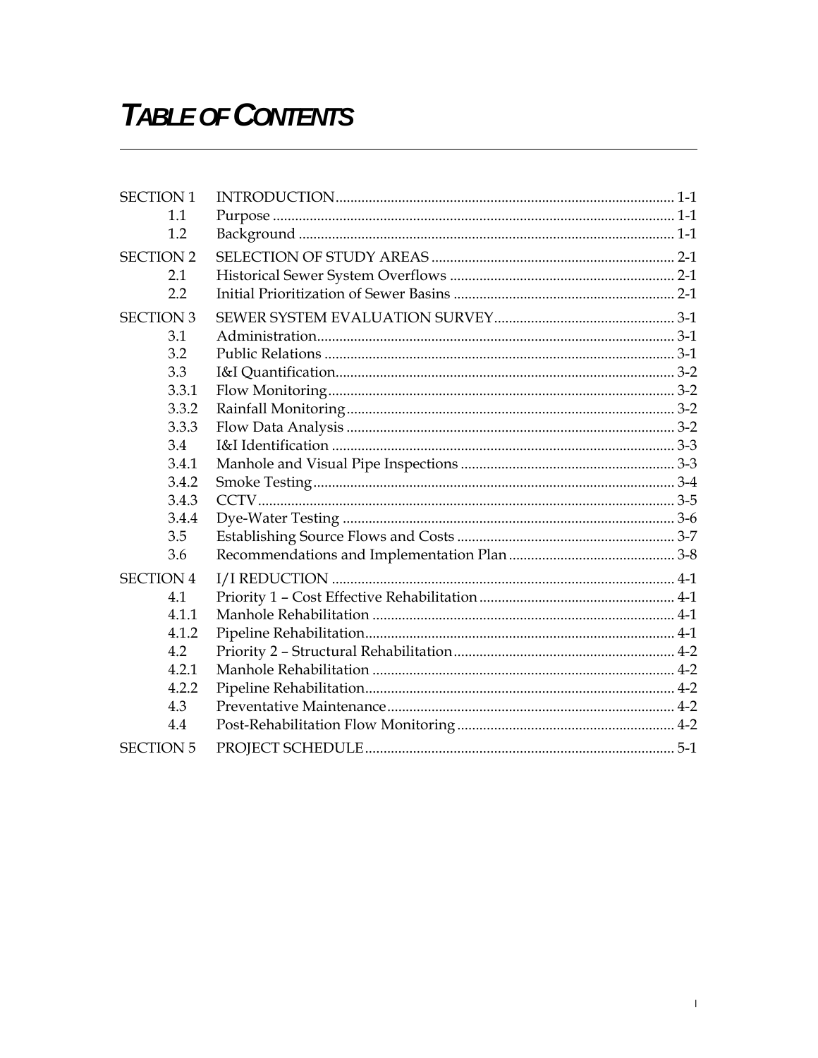# TABLE OF CONTENTS

| | | |
|---|---|---|
| SECTION 1 | INTRODUCTION | 1-1 |
| 1.1 | Purpose | 1-1 |
| 1.2 | Background | 1-1 |
| SECTION 2 | SELECTION OF STUDY AREAS | 2-1 |
| 2.1 | Historical Sewer System Overflows | 2-1 |
| 2.2 | Initial Prioritization of Sewer Basins | 2-1 |
| SECTION 3 | SEWER SYSTEM EVALUATION SURVEY | 3-1 |
| 3.1 | Administration | 3-1 |
| 3.2 | Public Relations | 3-1 |
| 3.3 | I&I Quantification | 3-2 |
| 3.3.1 | Flow Monitoring | 3-2 |
| 3.3.2 | Rainfall Monitoring | 3-2 |
| 3.3.3 | Flow Data Analysis | 3-2 |
| 3.4 | I&I Identification | 3-3 |
| 3.4.1 | Manhole and Visual Pipe Inspections | 3-3 |
| 3.4.2 | Smoke Testing | 3-4 |
| 3.4.3 | CCTV | 3-5 |
| 3.4.4 | Dye-Water Testing | 3-6 |
| 3.5 | Establishing Source Flows and Costs | 3-7 |
| 3.6 | Recommendations and Implementation Plan | 3-8 |
| SECTION 4 | I/I REDUCTION | 4-1 |
| 4.1 | Priority 1 – Cost Effective Rehabilitation | 4-1 |
| 4.1.1 | Manhole Rehabilitation | 4-1 |
| 4.1.2 | Pipeline Rehabilitation | 4-1 |
| 4.2 | Priority 2 – Structural Rehabilitation | 4-2 |
| 4.2.1 | Manhole Rehabilitation | 4-2 |
| 4.2.2 | Pipeline Rehabilitation | 4-2 |
| 4.3 | Preventative Maintenance | 4-2 |
| 4.4 | Post-Rehabilitation Flow Monitoring | 4-2 |
| SECTION 5 | PROJECT SCHEDULE | 5-1 |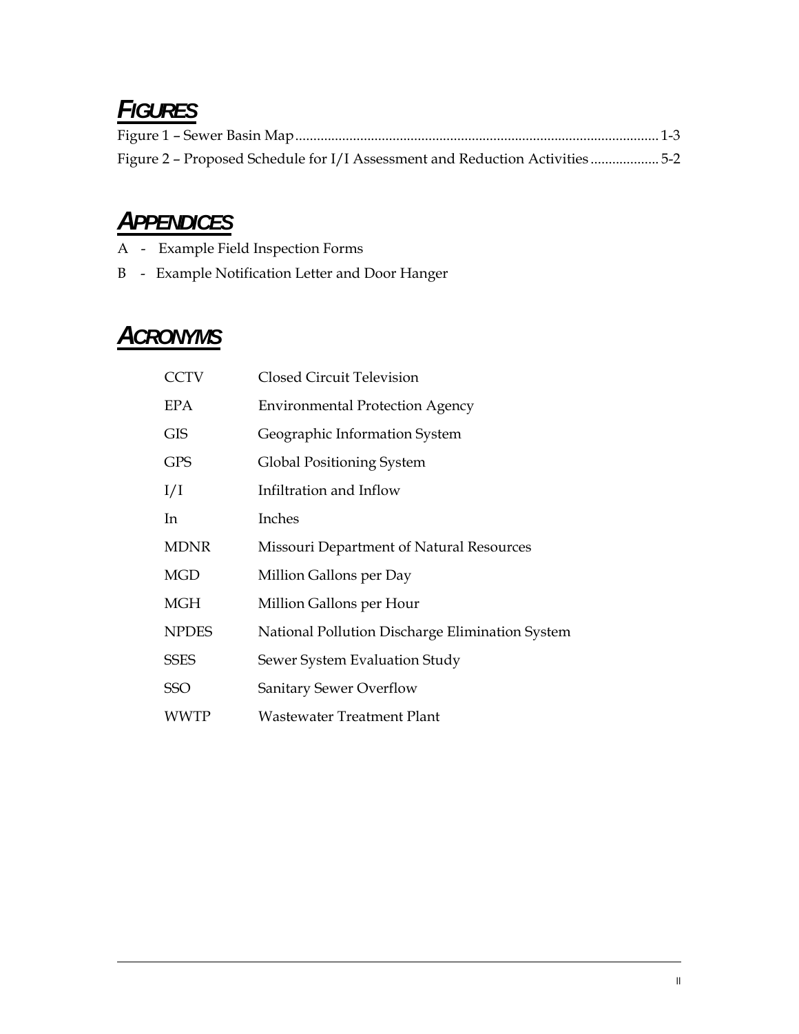## FIGURES

Figure 1 – Sewer Basin Map .................................................................................................... 1-3

Figure 2 – Proposed Schedule for I/I Assessment and Reduction Activities .................. 5-2

## APPENDICES

A - Example Field Inspection Forms

B - Example Notification Letter and Door Hanger

## ACRONYMS

| | |
|---|---|
| CCTV | Closed Circuit Television |
| EPA | Environmental Protection Agency |
| GIS | Geographic Information System |
| GPS | Global Positioning System |
| I/I | Infiltration and Inflow |
| In | Inches |
| MDNR | Missouri Department of Natural Resources |
| MGD | Million Gallons per Day |
| MGH | Million Gallons per Hour |
| NPDES | National Pollution Discharge Elimination System |
| SSES | Sewer System Evaluation Study |
| SSO | Sanitary Sewer Overflow |
| WWTP | Wastewater Treatment Plant |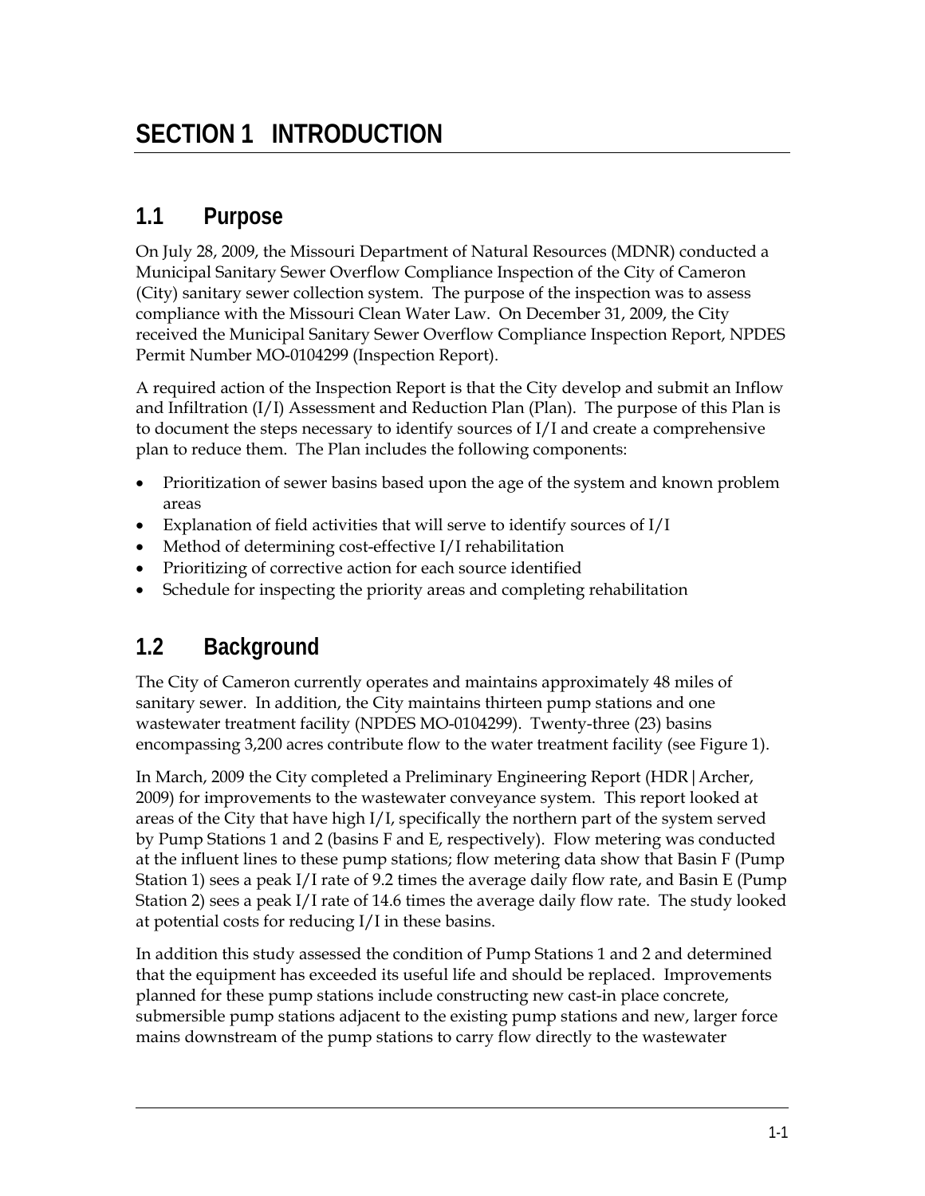# SECTION 1 INTRODUCTION

## 1.1 Purpose

On July 28, 2009, the Missouri Department of Natural Resources (MDNR) conducted a Municipal Sanitary Sewer Overflow Compliance Inspection of the City of Cameron (City) sanitary sewer collection system. The purpose of the inspection was to assess compliance with the Missouri Clean Water Law. On December 31, 2009, the City received the Municipal Sanitary Sewer Overflow Compliance Inspection Report, NPDES Permit Number MO-0104299 (Inspection Report).

A required action of the Inspection Report is that the City develop and submit an Inflow and Infiltration (I/I) Assessment and Reduction Plan (Plan). The purpose of this Plan is to document the steps necessary to identify sources of I/I and create a comprehensive plan to reduce them. The Plan includes the following components:

- Prioritization of sewer basins based upon the age of the system and known problem areas
- Explanation of field activities that will serve to identify sources of I/I
- Method of determining cost-effective I/I rehabilitation
- Prioritizing of corrective action for each source identified
- Schedule for inspecting the priority areas and completing rehabilitation

## 1.2 Background

The City of Cameron currently operates and maintains approximately 48 miles of sanitary sewer. In addition, the City maintains thirteen pump stations and one wastewater treatment facility (NPDES MO-0104299). Twenty-three (23) basins encompassing 3,200 acres contribute flow to the water treatment facility (see Figure 1).

In March, 2009 the City completed a Preliminary Engineering Report (HDR|Archer, 2009) for improvements to the wastewater conveyance system. This report looked at areas of the City that have high I/I, specifically the northern part of the system served by Pump Stations 1 and 2 (basins F and E, respectively). Flow metering was conducted at the influent lines to these pump stations; flow metering data show that Basin F (Pump Station 1) sees a peak I/I rate of 9.2 times the average daily flow rate, and Basin E (Pump Station 2) sees a peak I/I rate of 14.6 times the average daily flow rate. The study looked at potential costs for reducing I/I in these basins.

In addition this study assessed the condition of Pump Stations 1 and 2 and determined that the equipment has exceeded its useful life and should be replaced. Improvements planned for these pump stations include constructing new cast-in place concrete, submersible pump stations adjacent to the existing pump stations and new, larger force mains downstream of the pump stations to carry flow directly to the wastewater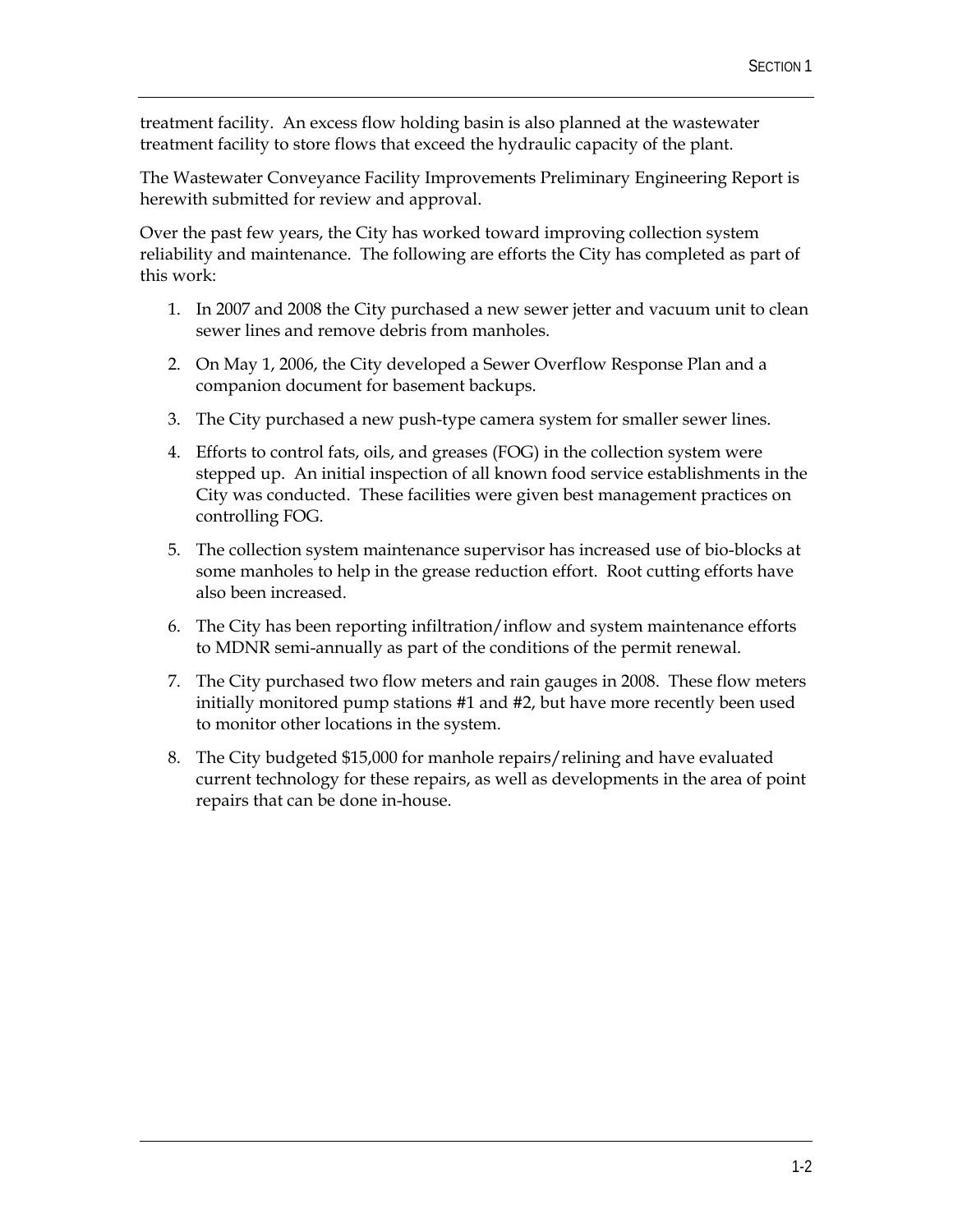treatment facility. An excess flow holding basin is also planned at the wastewater treatment facility to store flows that exceed the hydraulic capacity of the plant.

The Wastewater Conveyance Facility Improvements Preliminary Engineering Report is herewith submitted for review and approval.

Over the past few years, the City has worked toward improving collection system reliability and maintenance. The following are efforts the City has completed as part of this work:

1. In 2007 and 2008 the City purchased a new sewer jetter and vacuum unit to clean sewer lines and remove debris from manholes.
2. On May 1, 2006, the City developed a Sewer Overflow Response Plan and a companion document for basement backups.
3. The City purchased a new push-type camera system for smaller sewer lines.
4. Efforts to control fats, oils, and greases (FOG) in the collection system were stepped up. An initial inspection of all known food service establishments in the City was conducted. These facilities were given best management practices on controlling FOG.
5. The collection system maintenance supervisor has increased use of bio-blocks at some manholes to help in the grease reduction effort. Root cutting efforts have also been increased.
6. The City has been reporting infiltration/inflow and system maintenance efforts to MDNR semi-annually as part of the conditions of the permit renewal.
7. The City purchased two flow meters and rain gauges in 2008. These flow meters initially monitored pump stations #1 and #2, but have more recently been used to monitor other locations in the system.
8. The City budgeted $15,000 for manhole repairs/relining and have evaluated current technology for these repairs, as well as developments in the area of point repairs that can be done in-house.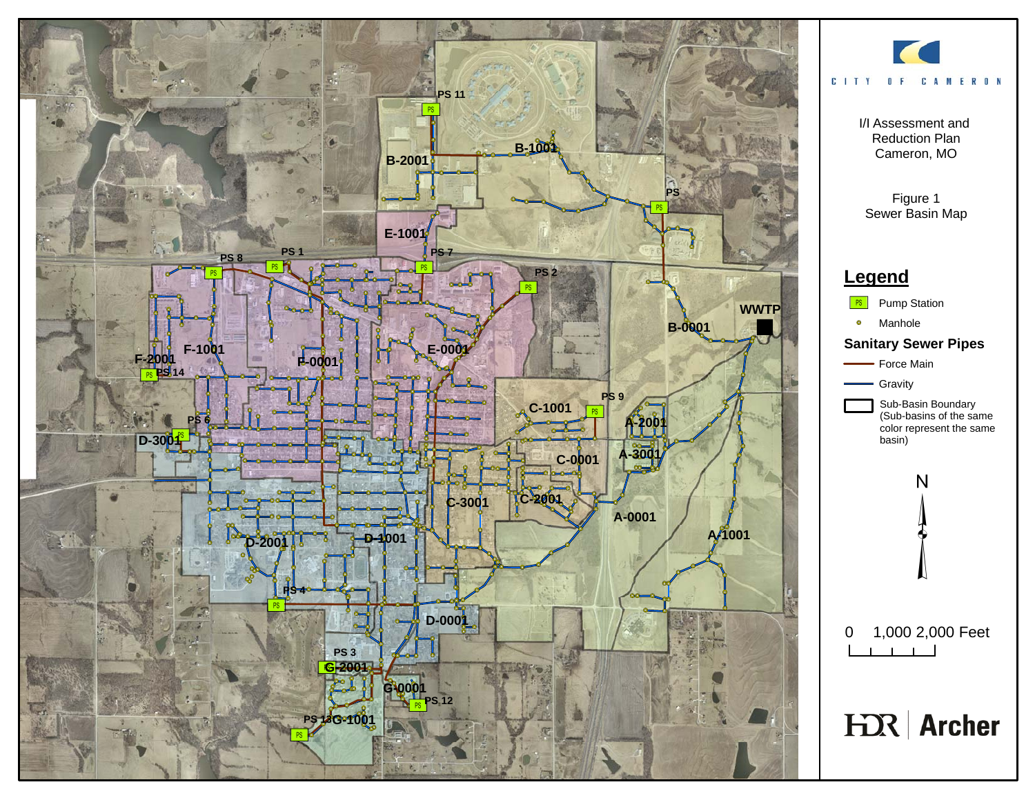CITY OF CAMERON

I/I Assessment and Reduction Plan
Cameron, MO

Figure 1
Sewer Basin Map

## Legend

- PS — Pump Station
- Manhole

**Sanitary Sewer Pipes**

- Force Main
- Gravity
- Sub-Basin Boundary (Sub-basins of the same color represent the same basin)

N

0 1,000 2,000 Feet

HDR | Archer

PS 11, B-1001, B-2001, PS, E-1001, PS 7, PS 8, PS 1, PS 2, WWTP, B-0001, F-1001, F-0001, E-0001, F-2001, PS 14, PS 9, C-1001, PS 6, A-2001, D-3001, C-0001, A-3001, C-3001, C-2001, A-0001, D-2001, D-1001, A-1001, PS 4, D-0001, PS 3, G-2001, G-0001, PS 12, PS 13, G-1001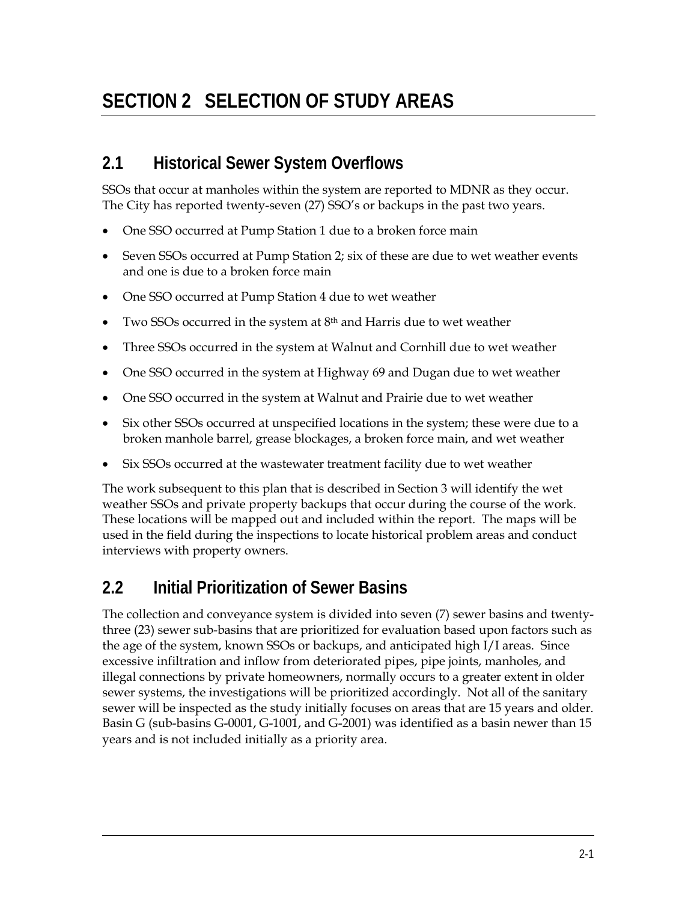# SECTION 2 SELECTION OF STUDY AREAS

## 2.1 Historical Sewer System Overflows

SSOs that occur at manholes within the system are reported to MDNR as they occur. The City has reported twenty-seven (27) SSO's or backups in the past two years.

- One SSO occurred at Pump Station 1 due to a broken force main
- Seven SSOs occurred at Pump Station 2; six of these are due to wet weather events and one is due to a broken force main
- One SSO occurred at Pump Station 4 due to wet weather
- Two SSOs occurred in the system at 8th and Harris due to wet weather
- Three SSOs occurred in the system at Walnut and Cornhill due to wet weather
- One SSO occurred in the system at Highway 69 and Dugan due to wet weather
- One SSO occurred in the system at Walnut and Prairie due to wet weather
- Six other SSOs occurred at unspecified locations in the system; these were due to a broken manhole barrel, grease blockages, a broken force main, and wet weather
- Six SSOs occurred at the wastewater treatment facility due to wet weather

The work subsequent to this plan that is described in Section 3 will identify the wet weather SSOs and private property backups that occur during the course of the work. These locations will be mapped out and included within the report. The maps will be used in the field during the inspections to locate historical problem areas and conduct interviews with property owners.

## 2.2 Initial Prioritization of Sewer Basins

The collection and conveyance system is divided into seven (7) sewer basins and twenty-three (23) sewer sub-basins that are prioritized for evaluation based upon factors such as the age of the system, known SSOs or backups, and anticipated high I/I areas. Since excessive infiltration and inflow from deteriorated pipes, pipe joints, manholes, and illegal connections by private homeowners, normally occurs to a greater extent in older sewer systems, the investigations will be prioritized accordingly. Not all of the sanitary sewer will be inspected as the study initially focuses on areas that are 15 years and older. Basin G (sub-basins G-0001, G-1001, and G-2001) was identified as a basin newer than 15 years and is not included initially as a priority area.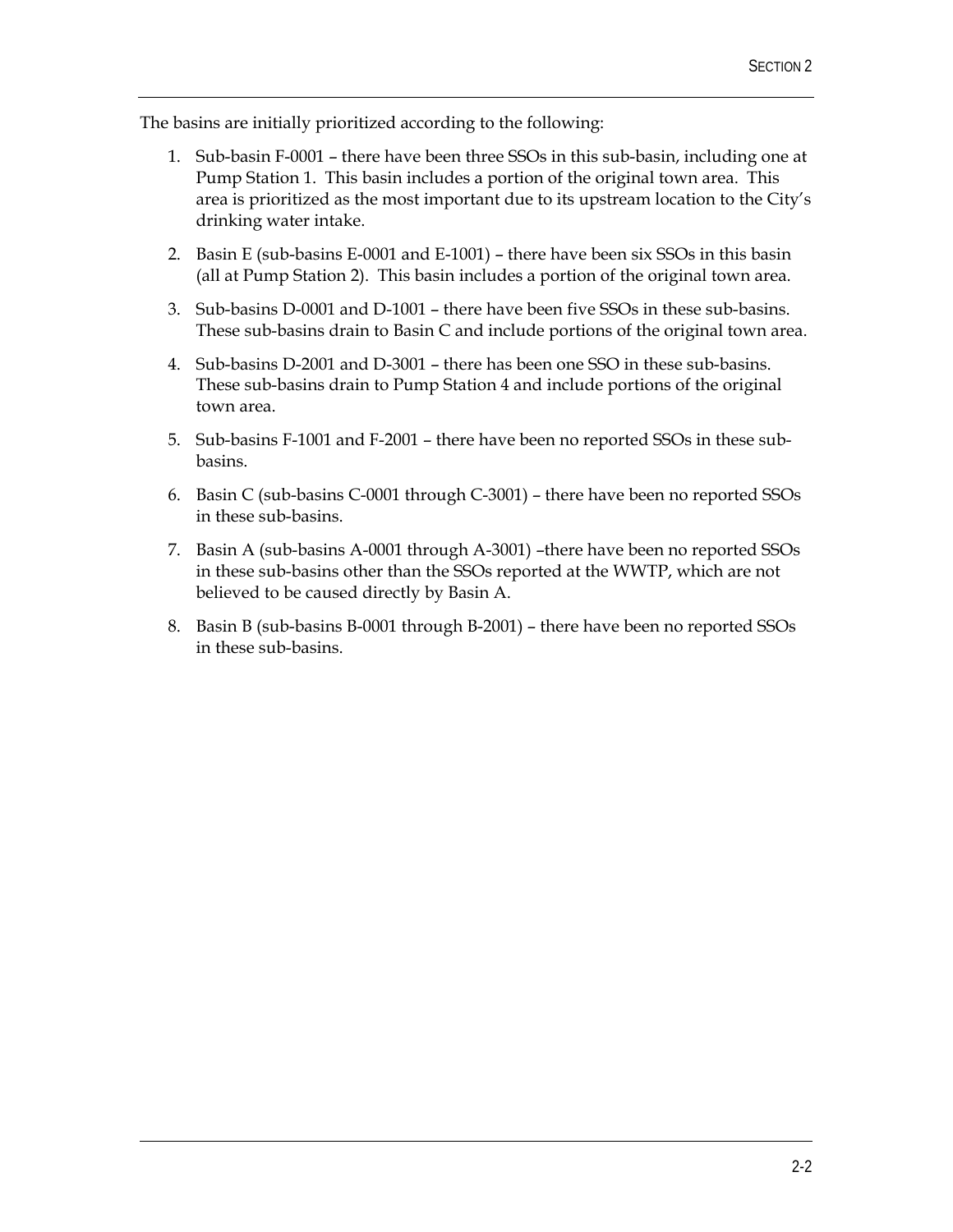The basins are initially prioritized according to the following:

1. Sub-basin F-0001 – there have been three SSOs in this sub-basin, including one at Pump Station 1. This basin includes a portion of the original town area. This area is prioritized as the most important due to its upstream location to the City's drinking water intake.
2. Basin E (sub-basins E-0001 and E-1001) – there have been six SSOs in this basin (all at Pump Station 2). This basin includes a portion of the original town area.
3. Sub-basins D-0001 and D-1001 – there have been five SSOs in these sub-basins. These sub-basins drain to Basin C and include portions of the original town area.
4. Sub-basins D-2001 and D-3001 – there has been one SSO in these sub-basins. These sub-basins drain to Pump Station 4 and include portions of the original town area.
5. Sub-basins F-1001 and F-2001 – there have been no reported SSOs in these sub-basins.
6. Basin C (sub-basins C-0001 through C-3001) – there have been no reported SSOs in these sub-basins.
7. Basin A (sub-basins A-0001 through A-3001) –there have been no reported SSOs in these sub-basins other than the SSOs reported at the WWTP, which are not believed to be caused directly by Basin A.
8. Basin B (sub-basins B-0001 through B-2001) – there have been no reported SSOs in these sub-basins.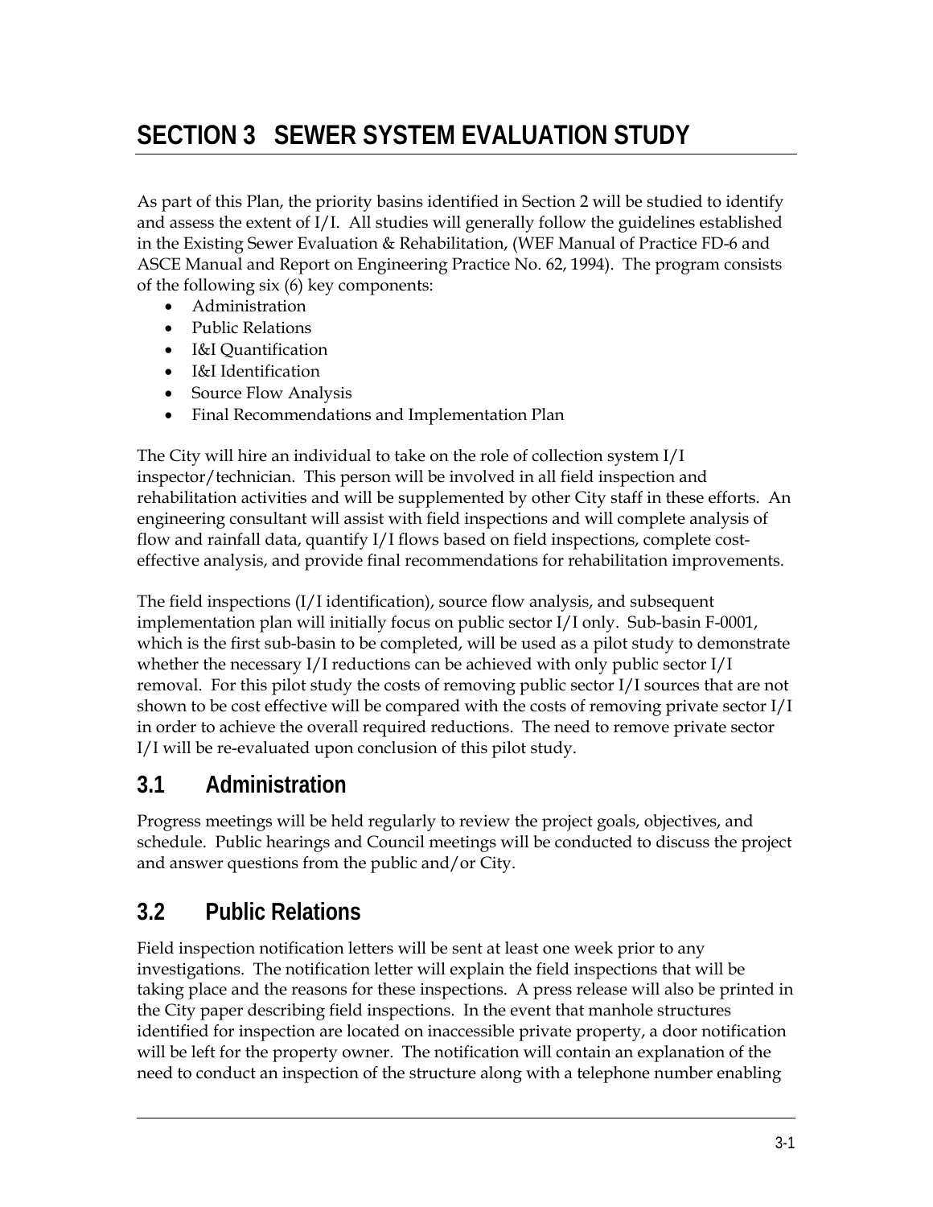# SECTION 3 SEWER SYSTEM EVALUATION STUDY

As part of this Plan, the priority basins identified in Section 2 will be studied to identify and assess the extent of I/I. All studies will generally follow the guidelines established in the Existing Sewer Evaluation & Rehabilitation, (WEF Manual of Practice FD-6 and ASCE Manual and Report on Engineering Practice No. 62, 1994). The program consists of the following six (6) key components:

- Administration
- Public Relations
- I&I Quantification
- I&I Identification
- Source Flow Analysis
- Final Recommendations and Implementation Plan

The City will hire an individual to take on the role of collection system I/I inspector/technician. This person will be involved in all field inspection and rehabilitation activities and will be supplemented by other City staff in these efforts. An engineering consultant will assist with field inspections and will complete analysis of flow and rainfall data, quantify I/I flows based on field inspections, complete cost-effective analysis, and provide final recommendations for rehabilitation improvements.

The field inspections (I/I identification), source flow analysis, and subsequent implementation plan will initially focus on public sector I/I only. Sub-basin F-0001, which is the first sub-basin to be completed, will be used as a pilot study to demonstrate whether the necessary I/I reductions can be achieved with only public sector I/I removal. For this pilot study the costs of removing public sector I/I sources that are not shown to be cost effective will be compared with the costs of removing private sector I/I in order to achieve the overall required reductions. The need to remove private sector I/I will be re-evaluated upon conclusion of this pilot study.

## 3.1 Administration

Progress meetings will be held regularly to review the project goals, objectives, and schedule. Public hearings and Council meetings will be conducted to discuss the project and answer questions from the public and/or City.

## 3.2 Public Relations

Field inspection notification letters will be sent at least one week prior to any investigations. The notification letter will explain the field inspections that will be taking place and the reasons for these inspections. A press release will also be printed in the City paper describing field inspections. In the event that manhole structures identified for inspection are located on inaccessible private property, a door notification will be left for the property owner. The notification will contain an explanation of the need to conduct an inspection of the structure along with a telephone number enabling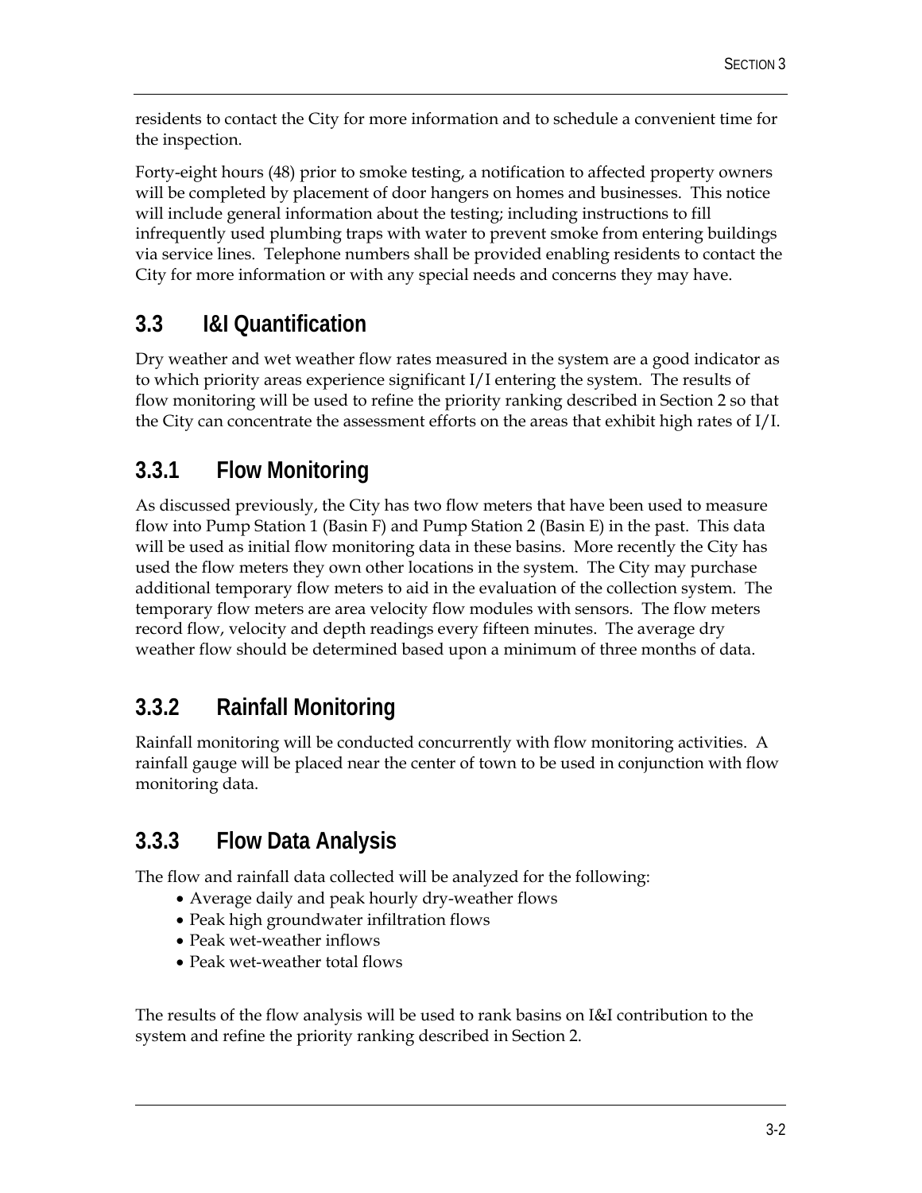residents to contact the City for more information and to schedule a convenient time for the inspection.

Forty-eight hours (48) prior to smoke testing, a notification to affected property owners will be completed by placement of door hangers on homes and businesses. This notice will include general information about the testing; including instructions to fill infrequently used plumbing traps with water to prevent smoke from entering buildings via service lines. Telephone numbers shall be provided enabling residents to contact the City for more information or with any special needs and concerns they may have.

## 3.3 I&I Quantification

Dry weather and wet weather flow rates measured in the system are a good indicator as to which priority areas experience significant I/I entering the system. The results of flow monitoring will be used to refine the priority ranking described in Section 2 so that the City can concentrate the assessment efforts on the areas that exhibit high rates of I/I.

### 3.3.1 Flow Monitoring

As discussed previously, the City has two flow meters that have been used to measure flow into Pump Station 1 (Basin F) and Pump Station 2 (Basin E) in the past. This data will be used as initial flow monitoring data in these basins. More recently the City has used the flow meters they own other locations in the system. The City may purchase additional temporary flow meters to aid in the evaluation of the collection system. The temporary flow meters are area velocity flow modules with sensors. The flow meters record flow, velocity and depth readings every fifteen minutes. The average dry weather flow should be determined based upon a minimum of three months of data.

### 3.3.2 Rainfall Monitoring

Rainfall monitoring will be conducted concurrently with flow monitoring activities. A rainfall gauge will be placed near the center of town to be used in conjunction with flow monitoring data.

### 3.3.3 Flow Data Analysis

The flow and rainfall data collected will be analyzed for the following:

- Average daily and peak hourly dry-weather flows
- Peak high groundwater infiltration flows
- Peak wet-weather inflows
- Peak wet-weather total flows

The results of the flow analysis will be used to rank basins on I&I contribution to the system and refine the priority ranking described in Section 2.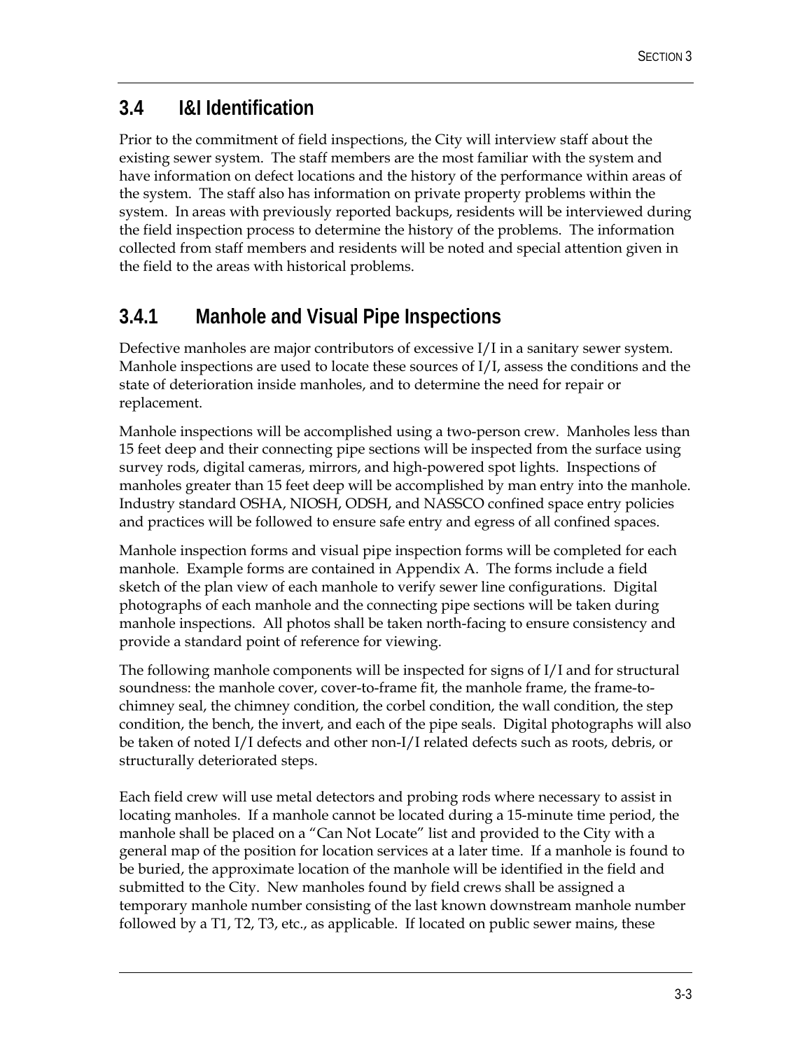## 3.4 I&I Identification

Prior to the commitment of field inspections, the City will interview staff about the existing sewer system. The staff members are the most familiar with the system and have information on defect locations and the history of the performance within areas of the system. The staff also has information on private property problems within the system. In areas with previously reported backups, residents will be interviewed during the field inspection process to determine the history of the problems. The information collected from staff members and residents will be noted and special attention given in the field to the areas with historical problems.

### 3.4.1 Manhole and Visual Pipe Inspections

Defective manholes are major contributors of excessive I/I in a sanitary sewer system. Manhole inspections are used to locate these sources of I/I, assess the conditions and the state of deterioration inside manholes, and to determine the need for repair or replacement.

Manhole inspections will be accomplished using a two-person crew. Manholes less than 15 feet deep and their connecting pipe sections will be inspected from the surface using survey rods, digital cameras, mirrors, and high-powered spot lights. Inspections of manholes greater than 15 feet deep will be accomplished by man entry into the manhole. Industry standard OSHA, NIOSH, ODSH, and NASSCO confined space entry policies and practices will be followed to ensure safe entry and egress of all confined spaces.

Manhole inspection forms and visual pipe inspection forms will be completed for each manhole. Example forms are contained in Appendix A. The forms include a field sketch of the plan view of each manhole to verify sewer line configurations. Digital photographs of each manhole and the connecting pipe sections will be taken during manhole inspections. All photos shall be taken north-facing to ensure consistency and provide a standard point of reference for viewing.

The following manhole components will be inspected for signs of I/I and for structural soundness: the manhole cover, cover-to-frame fit, the manhole frame, the frame-to-chimney seal, the chimney condition, the corbel condition, the wall condition, the step condition, the bench, the invert, and each of the pipe seals. Digital photographs will also be taken of noted I/I defects and other non-I/I related defects such as roots, debris, or structurally deteriorated steps.

Each field crew will use metal detectors and probing rods where necessary to assist in locating manholes. If a manhole cannot be located during a 15-minute time period, the manhole shall be placed on a "Can Not Locate" list and provided to the City with a general map of the position for location services at a later time. If a manhole is found to be buried, the approximate location of the manhole will be identified in the field and submitted to the City. New manholes found by field crews shall be assigned a temporary manhole number consisting of the last known downstream manhole number followed by a T1, T2, T3, etc., as applicable. If located on public sewer mains, these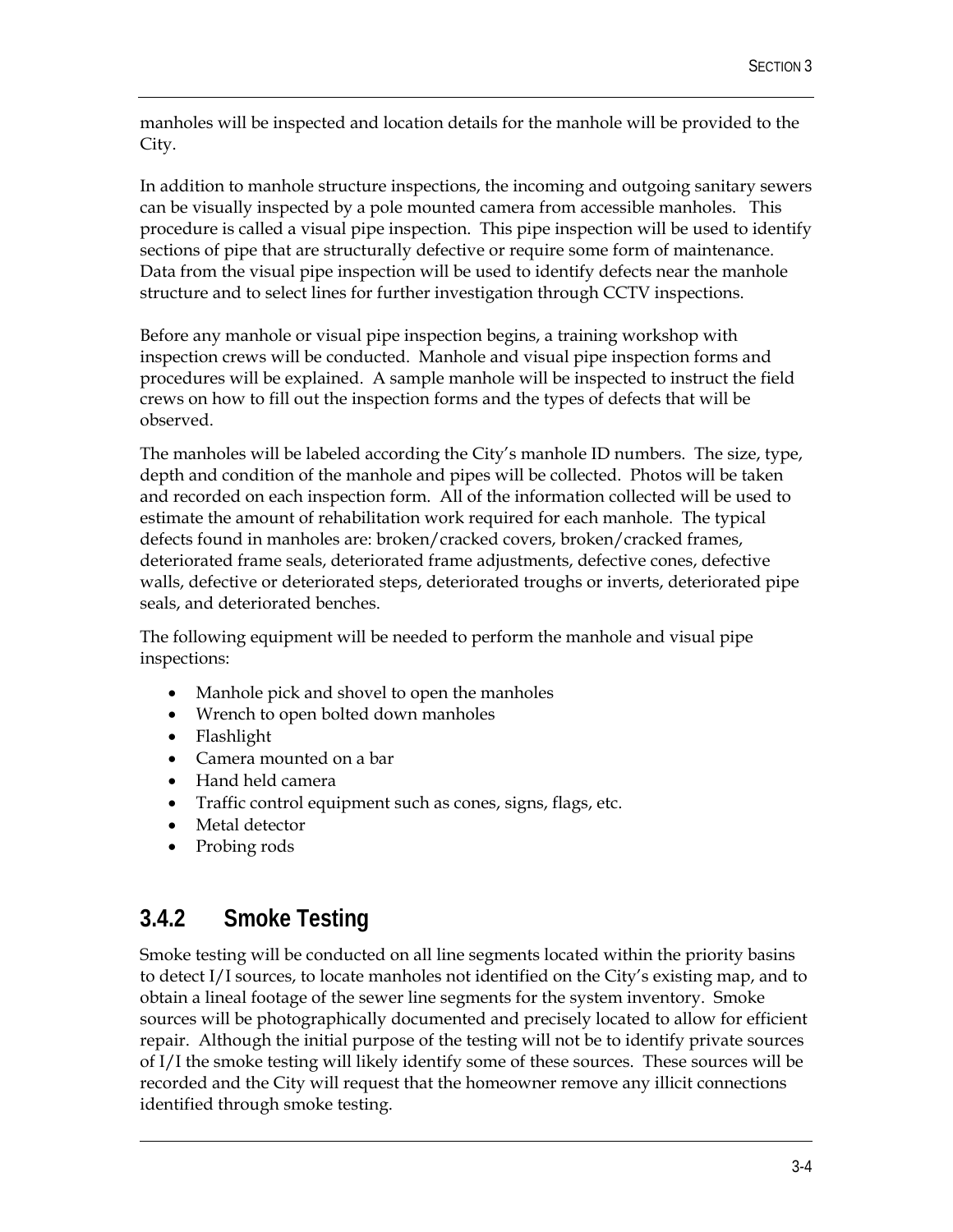manholes will be inspected and location details for the manhole will be provided to the City.

In addition to manhole structure inspections, the incoming and outgoing sanitary sewers can be visually inspected by a pole mounted camera from accessible manholes. This procedure is called a visual pipe inspection. This pipe inspection will be used to identify sections of pipe that are structurally defective or require some form of maintenance. Data from the visual pipe inspection will be used to identify defects near the manhole structure and to select lines for further investigation through CCTV inspections.

Before any manhole or visual pipe inspection begins, a training workshop with inspection crews will be conducted. Manhole and visual pipe inspection forms and procedures will be explained. A sample manhole will be inspected to instruct the field crews on how to fill out the inspection forms and the types of defects that will be observed.

The manholes will be labeled according the City's manhole ID numbers. The size, type, depth and condition of the manhole and pipes will be collected. Photos will be taken and recorded on each inspection form. All of the information collected will be used to estimate the amount of rehabilitation work required for each manhole. The typical defects found in manholes are: broken/cracked covers, broken/cracked frames, deteriorated frame seals, deteriorated frame adjustments, defective cones, defective walls, defective or deteriorated steps, deteriorated troughs or inverts, deteriorated pipe seals, and deteriorated benches.

The following equipment will be needed to perform the manhole and visual pipe inspections:

- Manhole pick and shovel to open the manholes
- Wrench to open bolted down manholes
- Flashlight
- Camera mounted on a bar
- Hand held camera
- Traffic control equipment such as cones, signs, flags, etc.
- Metal detector
- Probing rods

### 3.4.2 Smoke Testing

Smoke testing will be conducted on all line segments located within the priority basins to detect I/I sources, to locate manholes not identified on the City's existing map, and to obtain a lineal footage of the sewer line segments for the system inventory. Smoke sources will be photographically documented and precisely located to allow for efficient repair. Although the initial purpose of the testing will not be to identify private sources of I/I the smoke testing will likely identify some of these sources. These sources will be recorded and the City will request that the homeowner remove any illicit connections identified through smoke testing.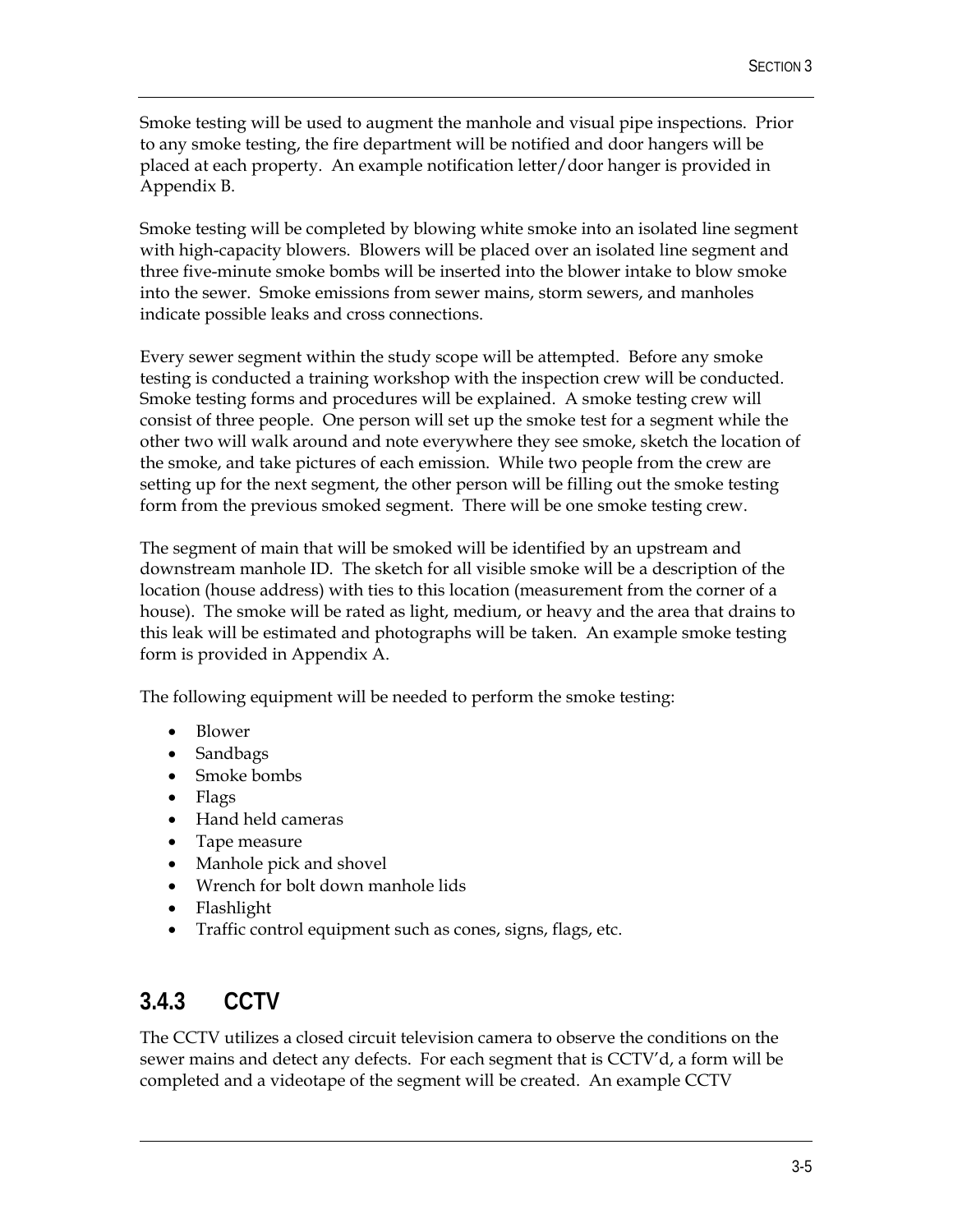Smoke testing will be used to augment the manhole and visual pipe inspections. Prior to any smoke testing, the fire department will be notified and door hangers will be placed at each property. An example notification letter/door hanger is provided in Appendix B.

Smoke testing will be completed by blowing white smoke into an isolated line segment with high-capacity blowers. Blowers will be placed over an isolated line segment and three five-minute smoke bombs will be inserted into the blower intake to blow smoke into the sewer. Smoke emissions from sewer mains, storm sewers, and manholes indicate possible leaks and cross connections.

Every sewer segment within the study scope will be attempted. Before any smoke testing is conducted a training workshop with the inspection crew will be conducted. Smoke testing forms and procedures will be explained. A smoke testing crew will consist of three people. One person will set up the smoke test for a segment while the other two will walk around and note everywhere they see smoke, sketch the location of the smoke, and take pictures of each emission. While two people from the crew are setting up for the next segment, the other person will be filling out the smoke testing form from the previous smoked segment. There will be one smoke testing crew.

The segment of main that will be smoked will be identified by an upstream and downstream manhole ID. The sketch for all visible smoke will be a description of the location (house address) with ties to this location (measurement from the corner of a house). The smoke will be rated as light, medium, or heavy and the area that drains to this leak will be estimated and photographs will be taken. An example smoke testing form is provided in Appendix A.

The following equipment will be needed to perform the smoke testing:

- Blower
- Sandbags
- Smoke bombs
- Flags
- Hand held cameras
- Tape measure
- Manhole pick and shovel
- Wrench for bolt down manhole lids
- Flashlight
- Traffic control equipment such as cones, signs, flags, etc.

### 3.4.3 CCTV

The CCTV utilizes a closed circuit television camera to observe the conditions on the sewer mains and detect any defects. For each segment that is CCTV'd, a form will be completed and a videotape of the segment will be created. An example CCTV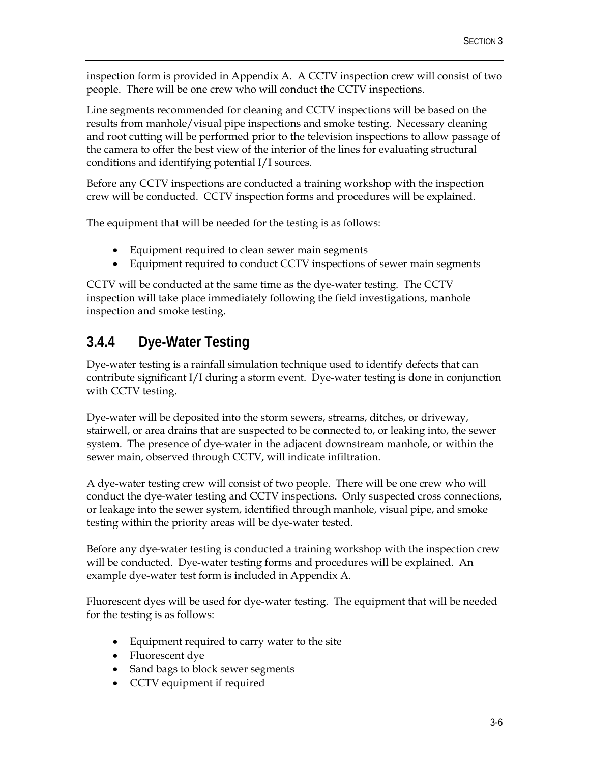inspection form is provided in Appendix A. A CCTV inspection crew will consist of two people. There will be one crew who will conduct the CCTV inspections.

Line segments recommended for cleaning and CCTV inspections will be based on the results from manhole/visual pipe inspections and smoke testing. Necessary cleaning and root cutting will be performed prior to the television inspections to allow passage of the camera to offer the best view of the interior of the lines for evaluating structural conditions and identifying potential I/I sources.

Before any CCTV inspections are conducted a training workshop with the inspection crew will be conducted. CCTV inspection forms and procedures will be explained.

The equipment that will be needed for the testing is as follows:

- Equipment required to clean sewer main segments
- Equipment required to conduct CCTV inspections of sewer main segments

CCTV will be conducted at the same time as the dye-water testing. The CCTV inspection will take place immediately following the field investigations, manhole inspection and smoke testing.

### 3.4.4 Dye-Water Testing

Dye-water testing is a rainfall simulation technique used to identify defects that can contribute significant I/I during a storm event. Dye-water testing is done in conjunction with CCTV testing.

Dye-water will be deposited into the storm sewers, streams, ditches, or driveway, stairwell, or area drains that are suspected to be connected to, or leaking into, the sewer system. The presence of dye-water in the adjacent downstream manhole, or within the sewer main, observed through CCTV, will indicate infiltration.

A dye-water testing crew will consist of two people. There will be one crew who will conduct the dye-water testing and CCTV inspections. Only suspected cross connections, or leakage into the sewer system, identified through manhole, visual pipe, and smoke testing within the priority areas will be dye-water tested.

Before any dye-water testing is conducted a training workshop with the inspection crew will be conducted. Dye-water testing forms and procedures will be explained. An example dye-water test form is included in Appendix A.

Fluorescent dyes will be used for dye-water testing. The equipment that will be needed for the testing is as follows:

- Equipment required to carry water to the site
- Fluorescent dye
- Sand bags to block sewer segments
- CCTV equipment if required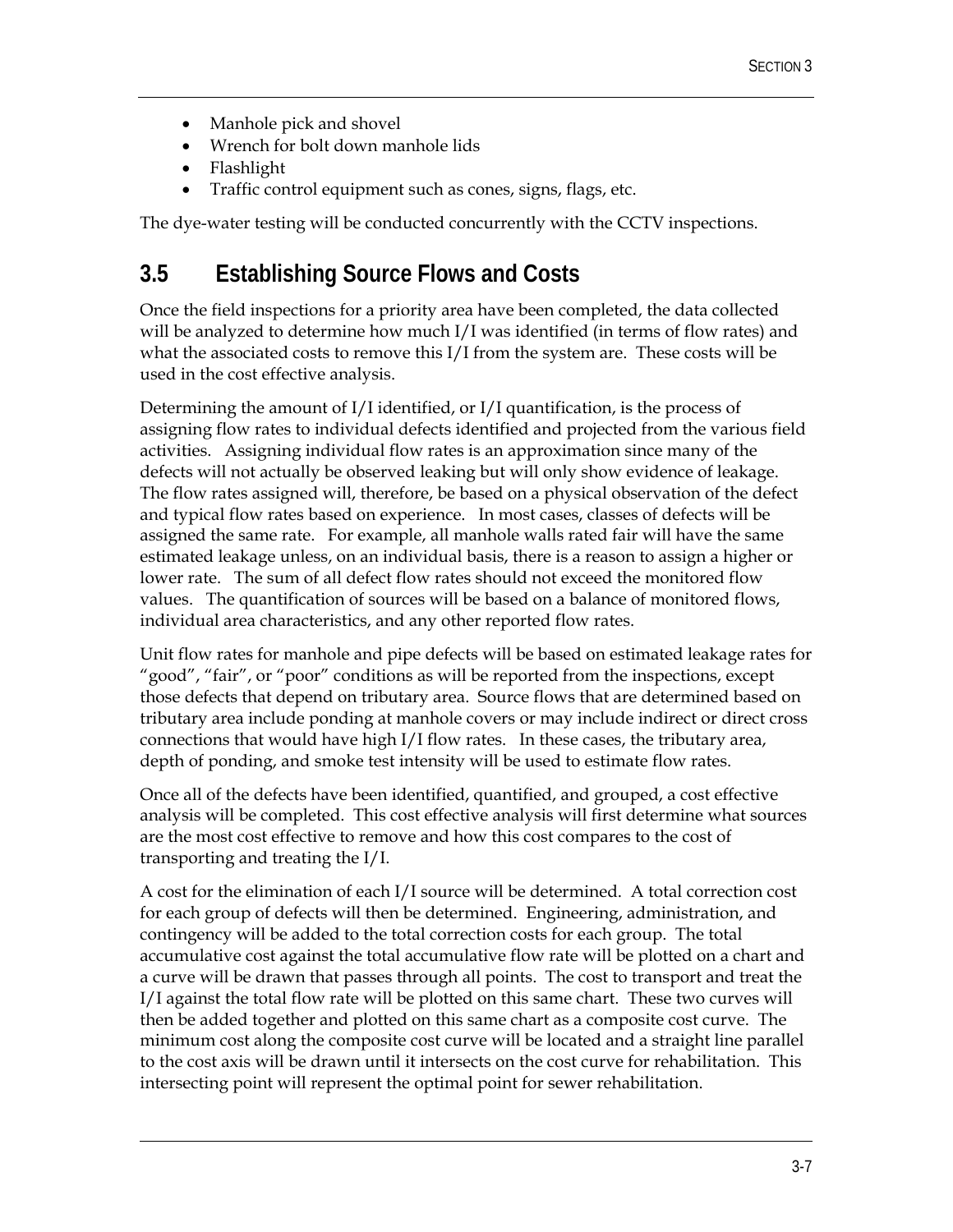- Manhole pick and shovel
- Wrench for bolt down manhole lids
- Flashlight
- Traffic control equipment such as cones, signs, flags, etc.

The dye-water testing will be conducted concurrently with the CCTV inspections.

## 3.5 Establishing Source Flows and Costs

Once the field inspections for a priority area have been completed, the data collected will be analyzed to determine how much I/I was identified (in terms of flow rates) and what the associated costs to remove this I/I from the system are. These costs will be used in the cost effective analysis.

Determining the amount of I/I identified, or I/I quantification, is the process of assigning flow rates to individual defects identified and projected from the various field activities. Assigning individual flow rates is an approximation since many of the defects will not actually be observed leaking but will only show evidence of leakage. The flow rates assigned will, therefore, be based on a physical observation of the defect and typical flow rates based on experience. In most cases, classes of defects will be assigned the same rate. For example, all manhole walls rated fair will have the same estimated leakage unless, on an individual basis, there is a reason to assign a higher or lower rate. The sum of all defect flow rates should not exceed the monitored flow values. The quantification of sources will be based on a balance of monitored flows, individual area characteristics, and any other reported flow rates.

Unit flow rates for manhole and pipe defects will be based on estimated leakage rates for "good", "fair", or "poor" conditions as will be reported from the inspections, except those defects that depend on tributary area. Source flows that are determined based on tributary area include ponding at manhole covers or may include indirect or direct cross connections that would have high I/I flow rates. In these cases, the tributary area, depth of ponding, and smoke test intensity will be used to estimate flow rates.

Once all of the defects have been identified, quantified, and grouped, a cost effective analysis will be completed. This cost effective analysis will first determine what sources are the most cost effective to remove and how this cost compares to the cost of transporting and treating the I/I.

A cost for the elimination of each I/I source will be determined. A total correction cost for each group of defects will then be determined. Engineering, administration, and contingency will be added to the total correction costs for each group. The total accumulative cost against the total accumulative flow rate will be plotted on a chart and a curve will be drawn that passes through all points. The cost to transport and treat the I/I against the total flow rate will be plotted on this same chart. These two curves will then be added together and plotted on this same chart as a composite cost curve. The minimum cost along the composite cost curve will be located and a straight line parallel to the cost axis will be drawn until it intersects on the cost curve for rehabilitation. This intersecting point will represent the optimal point for sewer rehabilitation.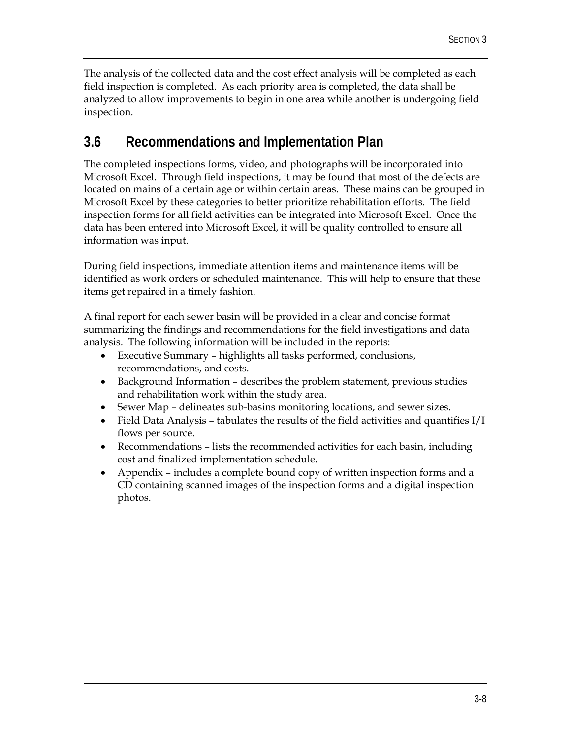The analysis of the collected data and the cost effect analysis will be completed as each field inspection is completed. As each priority area is completed, the data shall be analyzed to allow improvements to begin in one area while another is undergoing field inspection.

## 3.6 Recommendations and Implementation Plan

The completed inspections forms, video, and photographs will be incorporated into Microsoft Excel. Through field inspections, it may be found that most of the defects are located on mains of a certain age or within certain areas. These mains can be grouped in Microsoft Excel by these categories to better prioritize rehabilitation efforts. The field inspection forms for all field activities can be integrated into Microsoft Excel. Once the data has been entered into Microsoft Excel, it will be quality controlled to ensure all information was input.

During field inspections, immediate attention items and maintenance items will be identified as work orders or scheduled maintenance. This will help to ensure that these items get repaired in a timely fashion.

A final report for each sewer basin will be provided in a clear and concise format summarizing the findings and recommendations for the field investigations and data analysis. The following information will be included in the reports:

- Executive Summary – highlights all tasks performed, conclusions, recommendations, and costs.
- Background Information – describes the problem statement, previous studies and rehabilitation work within the study area.
- Sewer Map – delineates sub-basins monitoring locations, and sewer sizes.
- Field Data Analysis – tabulates the results of the field activities and quantifies I/I flows per source.
- Recommendations – lists the recommended activities for each basin, including cost and finalized implementation schedule.
- Appendix – includes a complete bound copy of written inspection forms and a CD containing scanned images of the inspection forms and a digital inspection photos.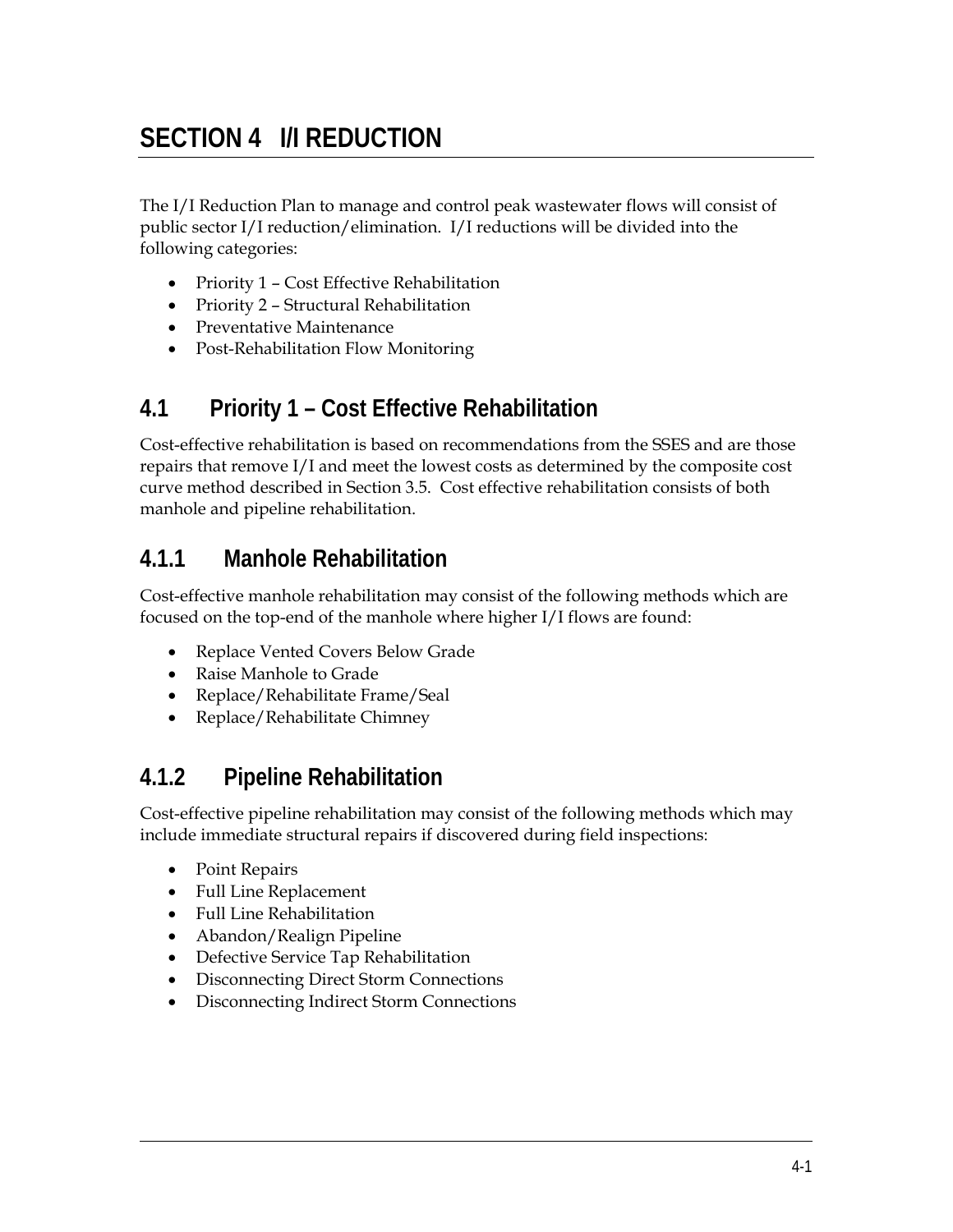# SECTION 4 I/I REDUCTION

The I/I Reduction Plan to manage and control peak wastewater flows will consist of public sector I/I reduction/elimination. I/I reductions will be divided into the following categories:

- Priority 1 – Cost Effective Rehabilitation
- Priority 2 – Structural Rehabilitation
- Preventative Maintenance
- Post-Rehabilitation Flow Monitoring

## 4.1 Priority 1 – Cost Effective Rehabilitation

Cost-effective rehabilitation is based on recommendations from the SSES and are those repairs that remove I/I and meet the lowest costs as determined by the composite cost curve method described in Section 3.5. Cost effective rehabilitation consists of both manhole and pipeline rehabilitation.

### 4.1.1 Manhole Rehabilitation

Cost-effective manhole rehabilitation may consist of the following methods which are focused on the top-end of the manhole where higher I/I flows are found:

- Replace Vented Covers Below Grade
- Raise Manhole to Grade
- Replace/Rehabilitate Frame/Seal
- Replace/Rehabilitate Chimney

### 4.1.2 Pipeline Rehabilitation

Cost-effective pipeline rehabilitation may consist of the following methods which may include immediate structural repairs if discovered during field inspections:

- Point Repairs
- Full Line Replacement
- Full Line Rehabilitation
- Abandon/Realign Pipeline
- Defective Service Tap Rehabilitation
- Disconnecting Direct Storm Connections
- Disconnecting Indirect Storm Connections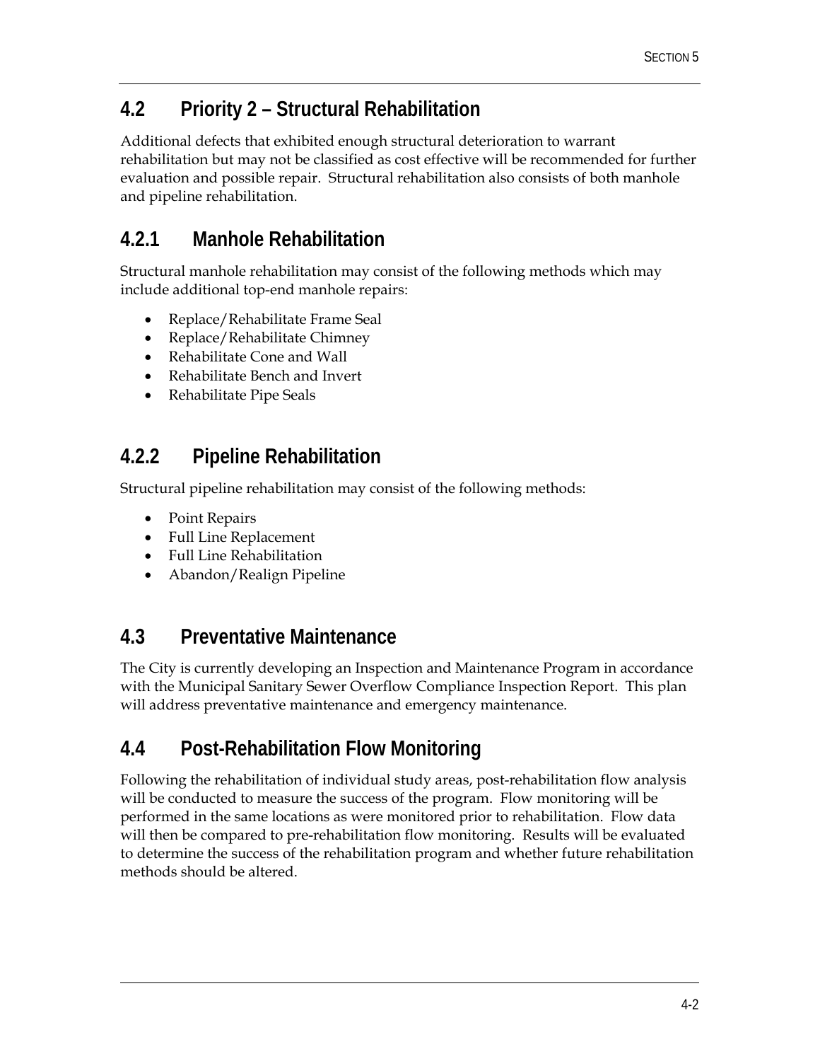## 4.2 Priority 2 – Structural Rehabilitation

Additional defects that exhibited enough structural deterioration to warrant rehabilitation but may not be classified as cost effective will be recommended for further evaluation and possible repair. Structural rehabilitation also consists of both manhole and pipeline rehabilitation.

### 4.2.1 Manhole Rehabilitation

Structural manhole rehabilitation may consist of the following methods which may include additional top-end manhole repairs:

- Replace/Rehabilitate Frame Seal
- Replace/Rehabilitate Chimney
- Rehabilitate Cone and Wall
- Rehabilitate Bench and Invert
- Rehabilitate Pipe Seals

### 4.2.2 Pipeline Rehabilitation

Structural pipeline rehabilitation may consist of the following methods:

- Point Repairs
- Full Line Replacement
- Full Line Rehabilitation
- Abandon/Realign Pipeline

## 4.3 Preventative Maintenance

The City is currently developing an Inspection and Maintenance Program in accordance with the Municipal Sanitary Sewer Overflow Compliance Inspection Report. This plan will address preventative maintenance and emergency maintenance.

## 4.4 Post-Rehabilitation Flow Monitoring

Following the rehabilitation of individual study areas, post-rehabilitation flow analysis will be conducted to measure the success of the program. Flow monitoring will be performed in the same locations as were monitored prior to rehabilitation. Flow data will then be compared to pre-rehabilitation flow monitoring. Results will be evaluated to determine the success of the rehabilitation program and whether future rehabilitation methods should be altered.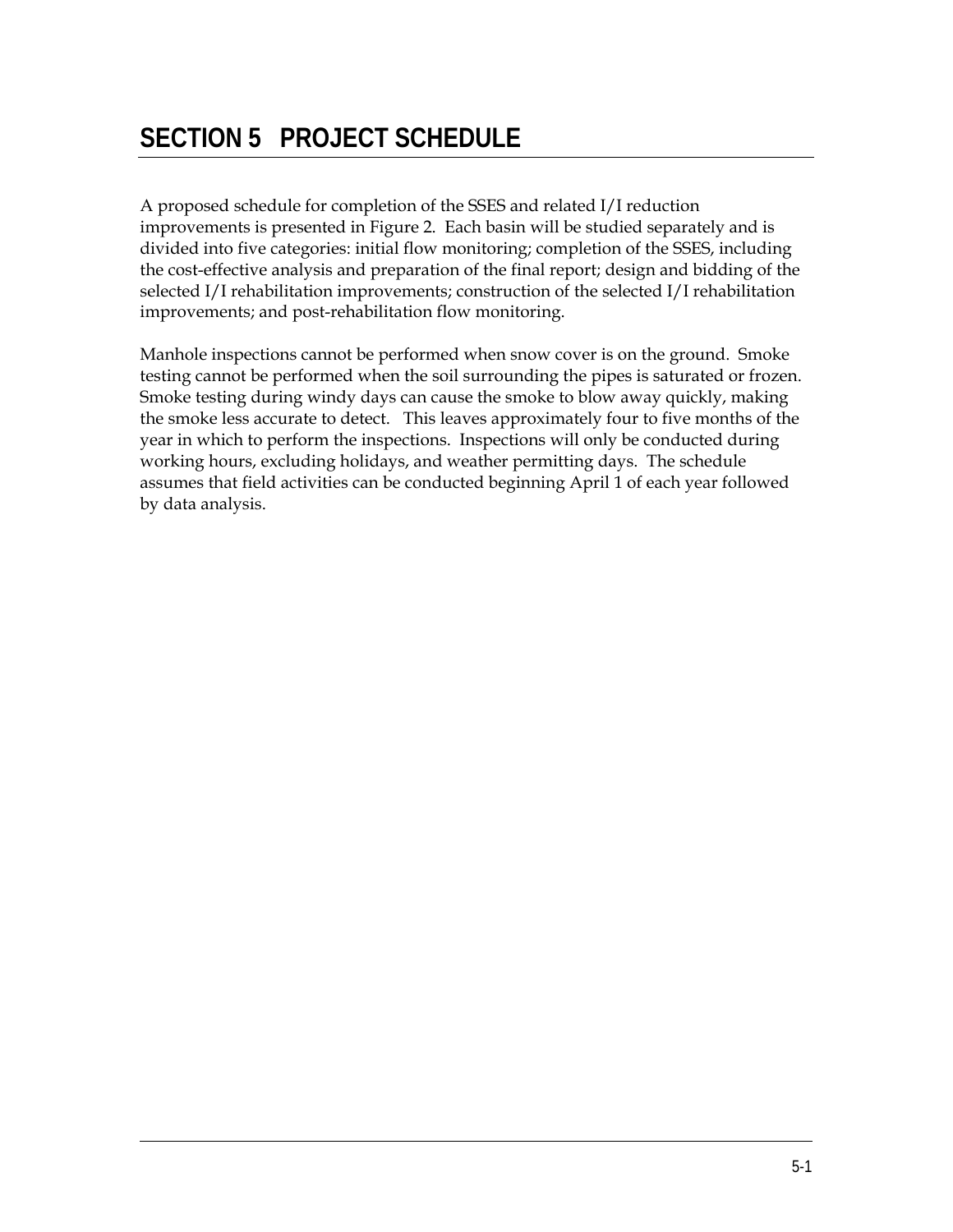# SECTION 5 PROJECT SCHEDULE

A proposed schedule for completion of the SSES and related I/I reduction improvements is presented in Figure 2. Each basin will be studied separately and is divided into five categories: initial flow monitoring; completion of the SSES, including the cost-effective analysis and preparation of the final report; design and bidding of the selected I/I rehabilitation improvements; construction of the selected I/I rehabilitation improvements; and post-rehabilitation flow monitoring.

Manhole inspections cannot be performed when snow cover is on the ground. Smoke testing cannot be performed when the soil surrounding the pipes is saturated or frozen. Smoke testing during windy days can cause the smoke to blow away quickly, making the smoke less accurate to detect. This leaves approximately four to five months of the year in which to perform the inspections. Inspections will only be conducted during working hours, excluding holidays, and weather permitting days. The schedule assumes that field activities can be conducted beginning April 1 of each year followed by data analysis.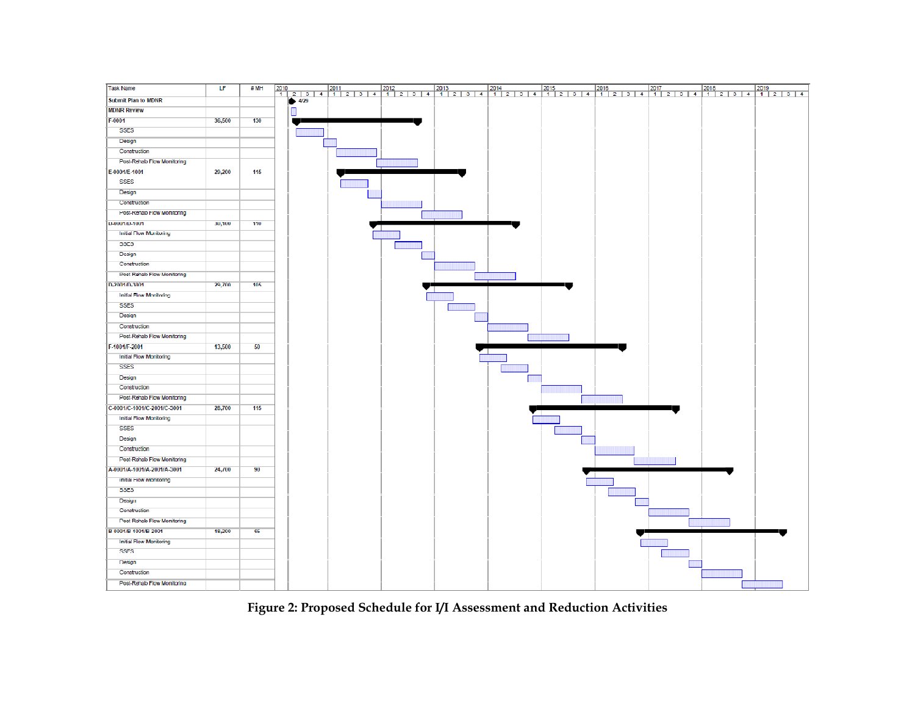| Task Name | LF | # MH |
|---|---|---|
| Submit Plan to MDNR | | |
| MDNR Review | | |
| F-0001 | 36,500 | 130 |
| SSES | | |
| Design | | |
| Construction | | |
| Post-Rehab Flow Monitoring | | |
| E-0001/E-1001 | 29,200 | 115 |
| SSES | | |
| Design | | |
| Construction | | |
| Post-Rehab Flow Monitoring | | |
| D-0001/D-1001 | 30,100 | 110 |
| Initial Flow Monitoring | | |
| SSES | | |
| Design | | |
| Construction | | |
| Post-Rehab Flow Monitoring | | |
| D-2001/D-3001 | 29,700 | 105 |
| Initial Flow Monitoring | | |
| SSES | | |
| Design | | |
| Construction | | |
| Post-Rehab Flow Monitoring | | |
| F-1001/F-2001 | 13,500 | 50 |
| Initial Flow Monitoring | | |
| SSES | | |
| Design | | |
| Construction | | |
| Post-Rehab Flow Monitoring | | |
| C-0001/C-1001/C-2001/C-3001 | 28,700 | 115 |
| Initial Flow Monitoring | | |
| SSES | | |
| Design | | |
| Construction | | |
| Post-Rehab Flow Monitoring | | |
| A-0001/A-1001/A-2001/A-3001 | 24,700 | 90 |
| Initial Flow Monitoring | | |
| SSES | | |
| Design | | |
| Construction | | |
| Post-Rehab Flow Monitoring | | |
| B-0001/B-1001/B-2001 | 18,200 | 65 |
| Initial Flow Monitoring | | |
| SSES | | |
| Design | | |
| Construction | | |
| Post-Rehab Flow Monitoring | | |

Figure 2: Proposed Schedule for I/I Assessment and Reduction Activities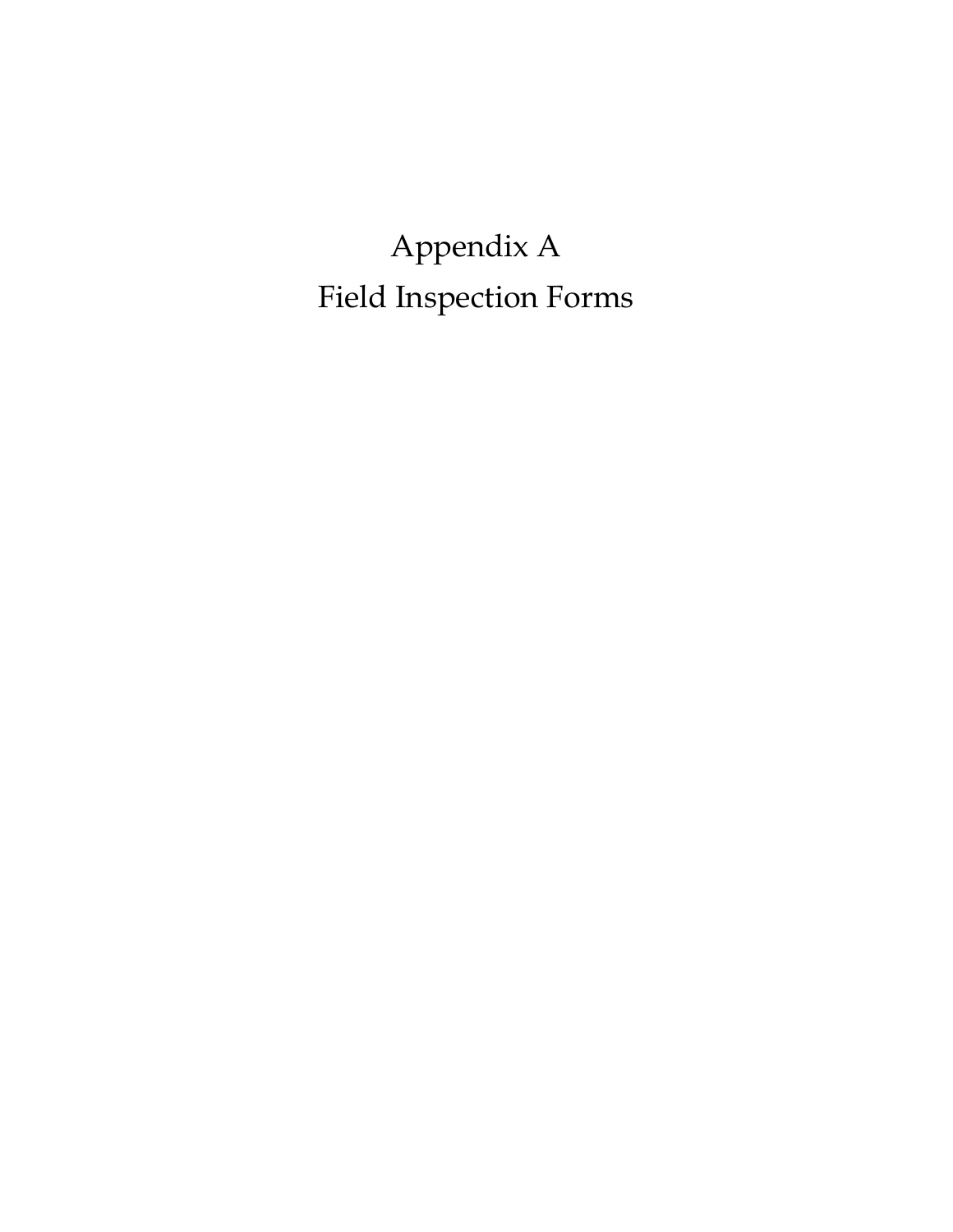# Appendix A

# Field Inspection Forms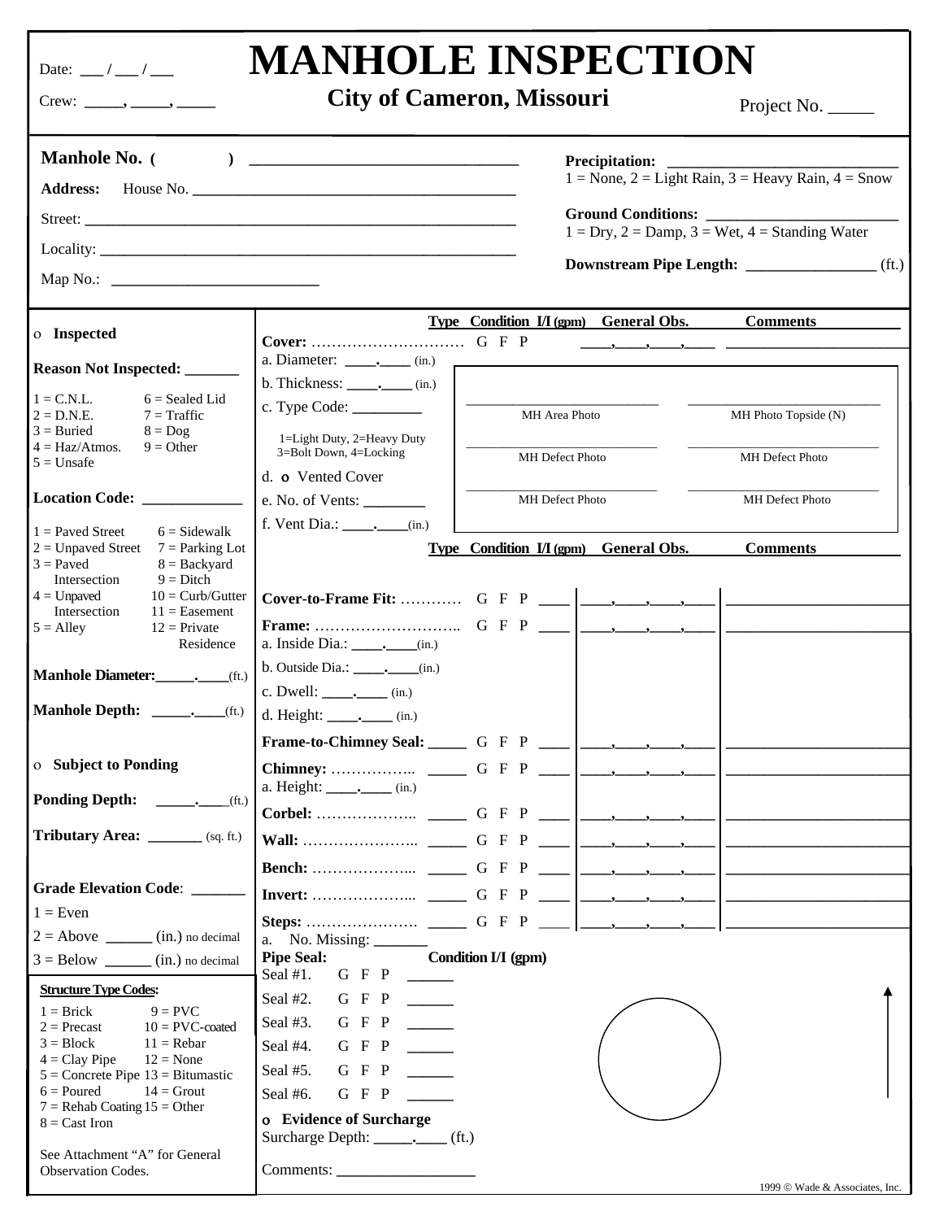Date: ___ / ___ / ___

# MANHOLE INSPECTION

## City of Cameron, Missouri

Crew: _____, _____, _____

Project No. _____

**Manhole No.** ( ) _______________________________

**Address:** House No. _______________________________

Street: _______________________________

Locality: _______________________________

Map No.: _________________________

**Precipitation:** ___________________________
1 = None, 2 = Light Rain, 3 = Heavy Rain, 4 = Snow

**Ground Conditions:** _______________________
1 = Dry, 2 = Damp, 3 = Wet, 4 = Standing Water

**Downstream Pipe Length:** _______________ (ft.)

---

o **Inspected**

**Reason Not Inspected:** _______

1 = C.N.L. 6 = Sealed Lid
2 = D.N.E. 7 = Traffic
3 = Buried 8 = Dog
4 = Haz/Atmos. 9 = Other
5 = Unsafe

**Location Code:** ____________

1 = Paved Street 6 = Sidewalk
2 = Unpaved Street 7 = Parking Lot
3 = Paved Intersection 8 = Backyard
9 = Ditch
4 = Unpaved Intersection 10 = Curb/Gutter
11 = Easement
5 = Alley 12 = Private Residence

**Manhole Diameter:** _____._____ (ft.)

**Manhole Depth:** _____._____ (ft.)

o **Subject to Ponding**

**Ponding Depth:** _____._____ (ft.)

**Tributary Area:** _______ (sq. ft.)

**Grade Elevation Code**: _______

1 = Even
2 = Above ______ (in.) no decimal
3 = Below ______ (in.) no decimal

**Structure Type Codes:**

1 = Brick 9 = PVC
2 = Precast 10 = PVC-coated
3 = Block 11 = Rebar
4 = Clay Pipe 12 = None
5 = Concrete Pipe 13 = Bitumastic
6 = Poured 14 = Grout
7 = Rehab Coating 15 = Other
8 = Cast Iron

See Attachment "A" for General Observation Codes.

---

| | Type | Condition | I/I (gpm) | General Obs. | Comments |
|---|---|---|---|---|---|
| **Cover:** ………………………… | | G F P | | ____,____,____,____ | ____________________ |

a. Diameter: ____.____ (in.)
b. Thickness: ____.____ (in.)
c. Type Code: ________
1=Light Duty, 2=Heavy Duty
3=Bolt Down, 4=Locking
d. o Vented Cover
e. No. of Vents: _______
f. Vent Dia.: ____.____ (in.)

| | |
|---|---|
| MH Area Photo | MH Photo Topside (N) |
| MH Defect Photo | MH Defect Photo |
| MH Defect Photo | MH Defect Photo |

| | Type | Condition | I/I (gpm) | General Obs. | Comments |
|---|---|---|---|---|---|
| **Cover-to-Frame Fit:** ………… | | G F P | ____ | ____,____,____,____ | ____________________ |
| **Frame:** ……………………….. | | G F P | ____ | ____,____,____,____ | ____________________ |

a. Inside Dia.: ____.____ (in.)
b. Outside Dia.: ____.____ (in.)
c. Dwell: ____.____ (in.)
d. Height: ____.____ (in.)

| | Type | Condition | I/I (gpm) | General Obs. | Comments |
|---|---|---|---|---|---|
| **Frame-to-Chimney Seal:** | _____ | G F P | ____ | ____,____,____,____ | ____________________ |
| **Chimney:** …………….. | _____ | G F P | ____ | ____,____,____,____ | ____________________ |

a. Height: ____.____ (in.)

| | Type | Condition | I/I (gpm) | General Obs. | Comments |
|---|---|---|---|---|---|
| **Corbel:** ……………….. | _____ | G F P | ____ | ____,____,____,____ | ____________________ |
| **Wall:** ………………….. | _____ | G F P | ____ | ____,____,____,____ | ____________________ |
| **Bench:** ……………….. | _____ | G F P | ____ | ____,____,____,____ | ____________________ |
| **Invert:** ……………….. | _____ | G F P | ____ | ____,____,____,____ | ____________________ |
| **Steps:** …………………. | _____ | G F P | ____ | ____,____,____,____ | ____________________ |

a. No. Missing: _______

| **Pipe Seal:** | **Condition** | **I/I (gpm)** |
|---|---|---|
| Seal #1. | G F P | ______ |
| Seal #2. | G F P | ______ |
| Seal #3. | G F P | ______ |
| Seal #4. | G F P | ______ |
| Seal #5. | G F P | ______ |
| Seal #6. | G F P | ______ |

o **Evidence of Surcharge**

Surcharge Depth: _____._____ (ft.)

Comments: _________________

1999 © Wade & Associates, Inc.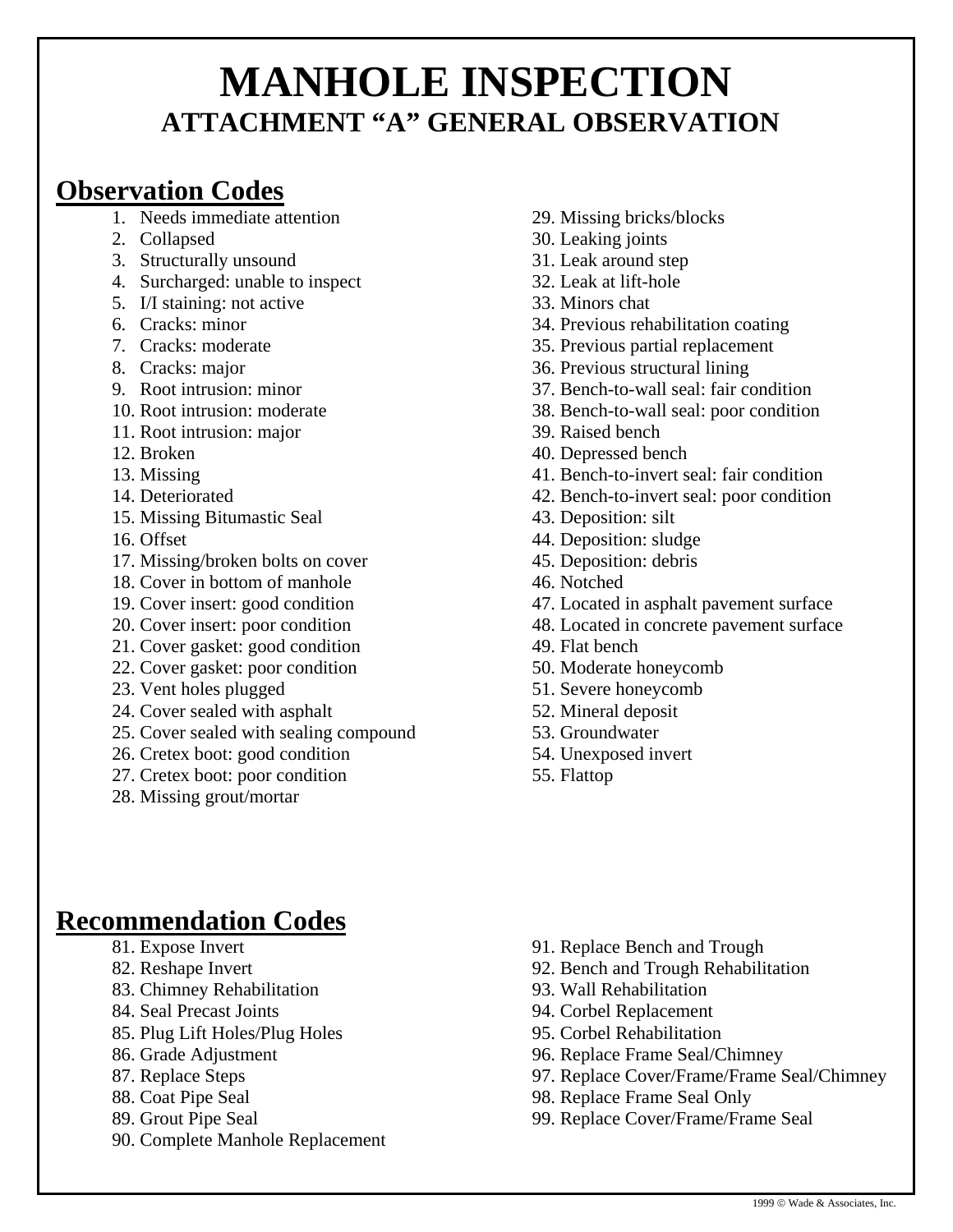# MANHOLE INSPECTION

## ATTACHMENT "A" GENERAL OBSERVATION

## Observation Codes

1. Needs immediate attention
2. Collapsed
3. Structurally unsound
4. Surcharged: unable to inspect
5. I/I staining: not active
6. Cracks: minor
7. Cracks: moderate
8. Cracks: major
9. Root intrusion: minor
10. Root intrusion: moderate
11. Root intrusion: major
12. Broken
13. Missing
14. Deteriorated
15. Missing Bitumastic Seal
16. Offset
17. Missing/broken bolts on cover
18. Cover in bottom of manhole
19. Cover insert: good condition
20. Cover insert: poor condition
21. Cover gasket: good condition
22. Cover gasket: poor condition
23. Vent holes plugged
24. Cover sealed with asphalt
25. Cover sealed with sealing compound
26. Cretex boot: good condition
27. Cretex boot: poor condition
28. Missing grout/mortar
29. Missing bricks/blocks
30. Leaking joints
31. Leak around step
32. Leak at lift-hole
33. Minors chat
34. Previous rehabilitation coating
35. Previous partial replacement
36. Previous structural lining
37. Bench-to-wall seal: fair condition
38. Bench-to-wall seal: poor condition
39. Raised bench
40. Depressed bench
41. Bench-to-invert seal: fair condition
42. Bench-to-invert seal: poor condition
43. Deposition: silt
44. Deposition: sludge
45. Deposition: debris
46. Notched
47. Located in asphalt pavement surface
48. Located in concrete pavement surface
49. Flat bench
50. Moderate honeycomb
51. Severe honeycomb
52. Mineral deposit
53. Groundwater
54. Unexposed invert
55. Flattop

## Recommendation Codes

81. Expose Invert
82. Reshape Invert
83. Chimney Rehabilitation
84. Seal Precast Joints
85. Plug Lift Holes/Plug Holes
86. Grade Adjustment
87. Replace Steps
88. Coat Pipe Seal
89. Grout Pipe Seal
90. Complete Manhole Replacement
91. Replace Bench and Trough
92. Bench and Trough Rehabilitation
93. Wall Rehabilitation
94. Corbel Replacement
95. Corbel Rehabilitation
96. Replace Frame Seal/Chimney
97. Replace Cover/Frame/Frame Seal/Chimney
98. Replace Frame Seal Only
99. Replace Cover/Frame/Frame Seal

1999 © Wade & Associates, Inc.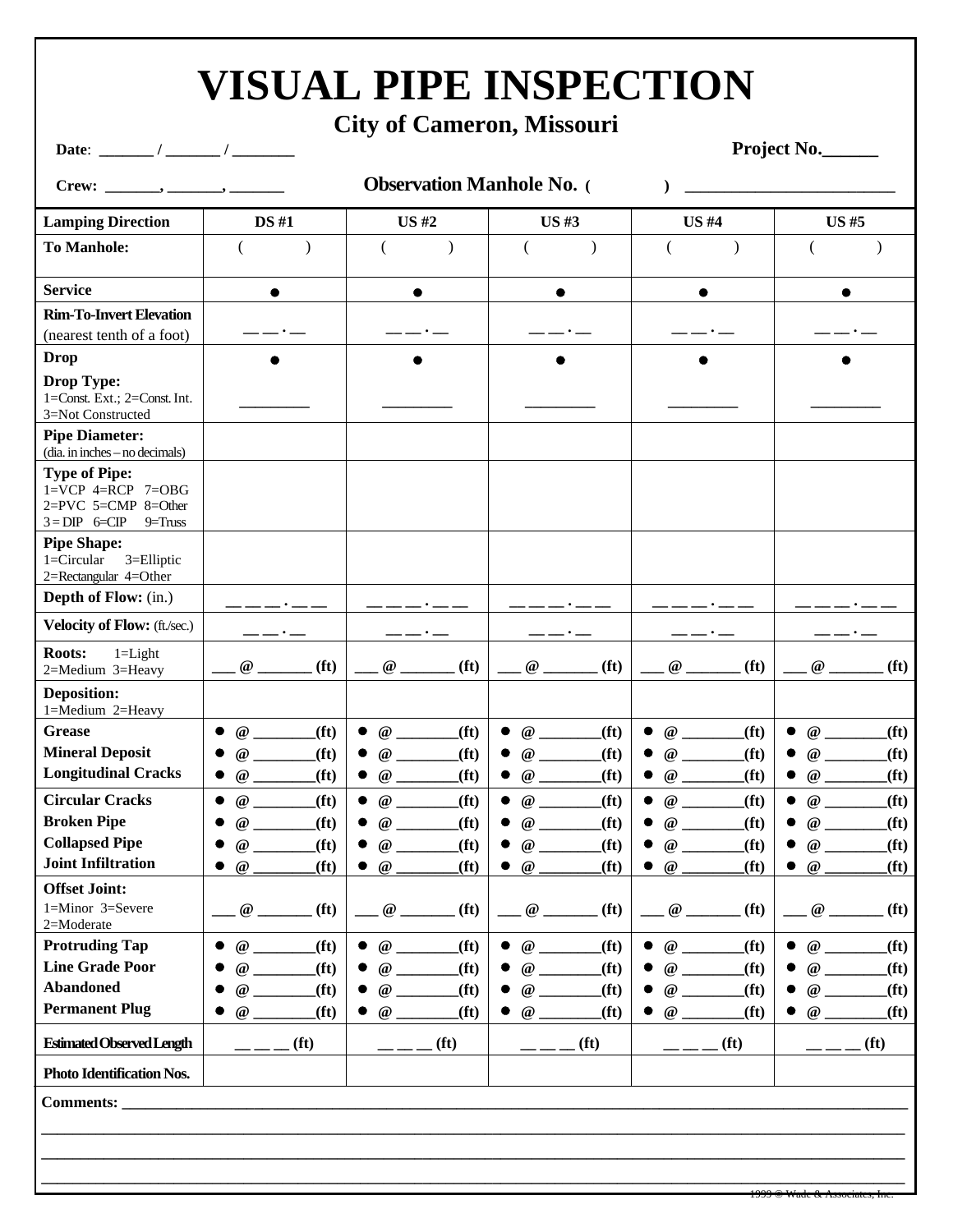# VISUAL PIPE INSPECTION

## City of Cameron, Missouri

**Date**: _______ / _______ / ________ **Project No.______**

**Crew: _______, _______, _______** **Observation Manhole No. ( )** _________________________

| Lamping Direction | DS #1 | US #2 | US #3 | US #4 | US #5 |
|---|---|---|---|---|---|
| **To Manhole:** | ( ) | ( ) | ( ) | ( ) | ( ) |
| **Service** | ● | ● | ● | ● | ● |
| **Rim-To-Invert Elevation** (nearest tenth of a foot) | __ __ . __ | __ __ . __ | __ __ . __ | __ __ . __ | __ __ . __ |
| **Drop**<br>**Drop Type:** 1=Const. Ext.; 2=Const. Int. 3=Not Constructed | ●<br>________ | ●<br>________ | ●<br>________ | ●<br>________ | ●<br>________ |
| **Pipe Diameter:** (dia. in inches – no decimals) | | | | | |
| **Type of Pipe:** 1=VCP 4=RCP 7=OBG 2=PVC 5=CMP 8=Other 3 = DIP 6=CIP 9=Truss | | | | | |
| **Pipe Shape:** 1=Circular 3=Elliptic 2=Rectangular 4=Other | | | | | |
| **Depth of Flow:** (in.) | __ __ __ . __ __ | __ __ __ . __ __ | __ __ __ . __ __ | __ __ __ . __ __ | __ __ __ . __ __ |
| **Velocity of Flow:** (ft./sec.) | __ __ . __ | __ __ . __ | __ __ . __ | __ __ . __ | __ __ . __ |
| **Roots:** 1=Light 2=Medium 3=Heavy | ___ @ _______ (ft) | ___ @ _______ (ft) | ___ @ _______ (ft) | ___ @ _______ (ft) | ___ @ _______ (ft) |
| **Deposition:** 1=Medium 2=Heavy | | | | | |
| **Grease** | ● @ ________(ft) | ● @ ________(ft) | ● @ ________(ft) | ● @ ________(ft) | ● @ ________(ft) |
| **Mineral Deposit** | ● @ ________(ft) | ● @ ________(ft) | ● @ ________(ft) | ● @ ________(ft) | ● @ ________(ft) |
| **Longitudinal Cracks** | ● @ ________(ft) | ● @ ________(ft) | ● @ ________(ft) | ● @ ________(ft) | ● @ ________(ft) |
| **Circular Cracks** | ● @ ________(ft) | ● @ ________(ft) | ● @ ________(ft) | ● @ ________(ft) | ● @ ________(ft) |
| **Broken Pipe** | ● @ ________(ft) | ● @ ________(ft) | ● @ ________(ft) | ● @ ________(ft) | ● @ ________(ft) |
| **Collapsed Pipe** | ● @ ________(ft) | ● @ ________(ft) | ● @ ________(ft) | ● @ ________(ft) | ● @ ________(ft) |
| **Joint Infiltration** | ● @ ________(ft) | ● @ ________(ft) | ● @ ________(ft) | ● @ ________(ft) | ● @ ________(ft) |
| **Offset Joint:** 1=Minor 3=Severe 2=Moderate | ___ @ _______ (ft) | ___ @ _______ (ft) | ___ @ _______ (ft) | ___ @ _______ (ft) | ___ @ _______ (ft) |
| **Protruding Tap** | ● @ ________(ft) | ● @ ________(ft) | ● @ ________(ft) | ● @ ________(ft) | ● @ ________(ft) |
| **Line Grade Poor** | ● @ ________(ft) | ● @ ________(ft) | ● @ ________(ft) | ● @ ________(ft) | ● @ ________(ft) |
| **Abandoned** | ● @ ________(ft) | ● @ ________(ft) | ● @ ________(ft) | ● @ ________(ft) | ● @ ________(ft) |
| **Permanent Plug** | ● @ ________(ft) | ● @ ________(ft) | ● @ ________(ft) | ● @ ________(ft) | ● @ ________(ft) |
| **Estimated Observed Length** | __ __ __ (ft) | __ __ __ (ft) | __ __ __ (ft) | __ __ __ (ft) | __ __ __ (ft) |
| **Photo Identification Nos.** | | | | | |

**Comments:** ________________________________________________________________________________________________

________________________________________________________________________________________________________________

________________________________________________________________________________________________________________

________________________________________________________________________________________________________________

1999 © Wade & Associates, Inc.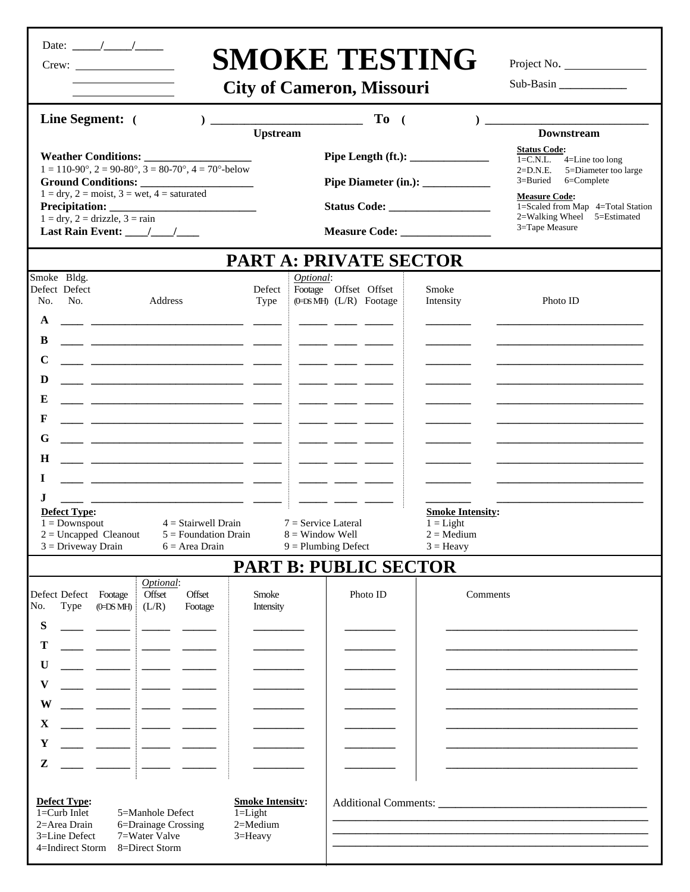Date: \_\_\_\_\_/\_\_\_\_\_/\_\_\_\_\_

Crew: \_\_\_\_\_\_\_\_\_\_\_\_\_\_\_\_\_\_

# SMOKE TESTING

## City of Cameron, Missouri

Project No. \_\_\_\_\_\_\_\_\_\_\_\_\_\_

Sub-Basin \_\_\_\_\_\_\_\_\_\_\_\_

**Line Segment: (          ) \_\_\_\_\_\_\_\_\_\_\_\_\_\_\_\_\_\_\_\_\_\_\_\_ To (          ) \_\_\_\_\_\_\_\_\_\_\_\_\_\_\_\_\_\_\_\_\_\_\_\_**

**Upstream** — **Downstream**

**Weather Conditions:** \_\_\_\_\_\_\_\_\_\_\_\_\_\_\_\_\_\_\_
1 = 110-90°, 2 = 90-80°, 3 = 80-70°, 4 = 70°-below

**Ground Conditions:** \_\_\_\_\_\_\_\_\_\_\_\_\_\_\_\_\_\_\_\_
1 = dry, 2 = moist, 3 = wet, 4 = saturated

**Precipitation:** \_\_\_\_\_\_\_\_\_\_\_\_\_\_\_\_\_\_\_\_\_\_\_\_\_
1 = dry, 2 = drizzle, 3 = rain

**Last Rain Event:** \_\_\_\_/\_\_\_\_/\_\_\_\_

**Pipe Length (ft.):** \_\_\_\_\_\_\_\_\_\_\_\_\_\_

**Pipe Diameter (in.):** \_\_\_\_\_\_\_\_\_\_\_\_

**Status Code:** \_\_\_\_\_\_\_\_\_\_\_\_\_\_\_\_\_\_

**Measure Code:** \_\_\_\_\_\_\_\_\_\_\_\_\_\_\_\_

**Status Code:**
1=C.N.L. 4=Line too long
2=D.N.E. 5=Diameter too large
3=Buried 6=Complete

**Measure Code:**
1=Scaled from Map 4=Total Station
2=Walking Wheel 5=Estimated
3=Tape Measure

## PART A: PRIVATE SECTOR

| Smoke Defect No. | Bldg. Defect No. | Address | Defect Type | *Optional*: Footage (0=DS MH) | Offset (L/R) | Offset Footage | Smoke Intensity | Photo ID |
|---|---|---|---|---|---|---|---|---|
| A | | | | | | | | |
| B | | | | | | | | |
| C | | | | | | | | |
| D | | | | | | | | |
| E | | | | | | | | |
| F | | | | | | | | |
| G | | | | | | | | |
| H | | | | | | | | |
| I | | | | | | | | |
| J | | | | | | | | |

**Defect Type:**
1 = Downspout
2 = Uncapped Cleanout
3 = Driveway Drain
4 = Stairwell Drain
5 = Foundation Drain
6 = Area Drain
7 = Service Lateral
8 = Window Well
9 = Plumbing Defect

**Smoke Intensity:**
1 = Light
2 = Medium
3 = Heavy

## PART B: PUBLIC SECTOR

| Defect No. | Defect Type | Footage (0=DS MH) | *Optional*: Offset (L/R) | Offset Footage | Smoke Intensity | Photo ID | Comments |
|---|---|---|---|---|---|---|---|
| S | | | | | | | |
| T | | | | | | | |
| U | | | | | | | |
| V | | | | | | | |
| W | | | | | | | |
| X | | | | | | | |
| Y | | | | | | | |
| Z | | | | | | | |

**Defect Type:**
1=Curb Inlet
2=Area Drain
3=Line Defect
4=Indirect Storm
5=Manhole Defect
6=Drainage Crossing
7=Water Valve
8=Direct Storm

**Smoke Intensity:**
1=Light
2=Medium
3=Heavy

Additional Comments: \_\_\_\_\_\_\_\_\_\_\_\_\_\_\_\_\_\_\_\_\_\_\_\_\_\_\_\_\_\_\_\_\_\_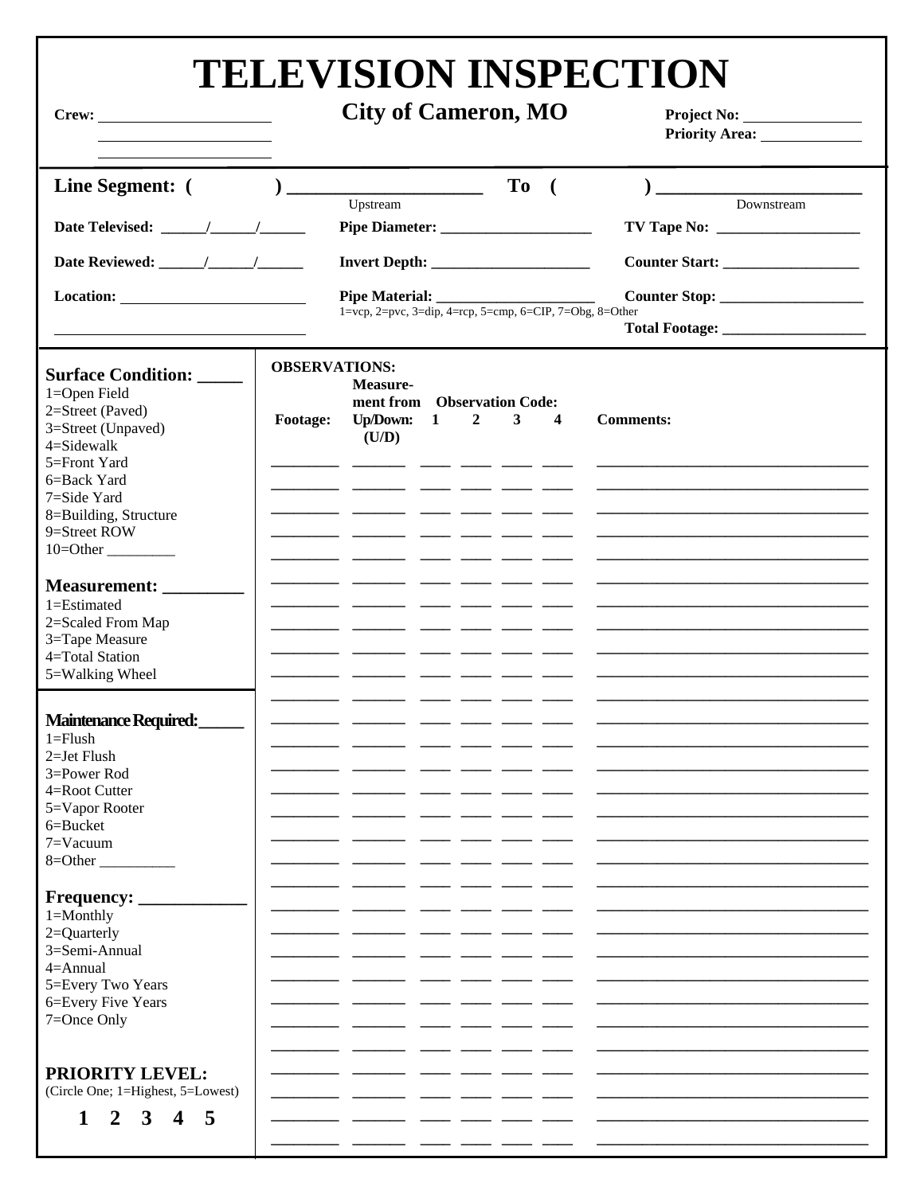# TELEVISION INSPECTION

## City of Cameron, MO

**Crew:** ____________________
____________________
____________________

**Project No:** ______________
**Priority Area:** ______________

**Line Segment:** ( ) ____________________ **To** ( ) ____________________
Upstream Downstream

**Date Televised:** _____/_____/_____
**Date Reviewed:** _____/_____/_____
**Location:** ____________________
____________________

**Pipe Diameter:** ____________________
**Invert Depth:** ____________________
**Pipe Material:** ____________________
1=vcp, 2=pvc, 3=dip, 4=rcp, 5=cmp, 6=CIP, 7=Obg, 8=Other

**TV Tape No:** ____________________
**Counter Start:** ____________________
**Counter Stop:** ____________________
**Total Footage:** ____________________

**Surface Condition:** _____
1=Open Field
2=Street (Paved)
3=Street (Unpaved)
4=Sidewalk
5=Front Yard
6=Back Yard
7=Side Yard
8=Building, Structure
9=Street ROW
10=Other _________

**Measurement:** _________
1=Estimated
2=Scaled From Map
3=Tape Measure
4=Total Station
5=Walking Wheel

**Maintenance Required:** _____
1=Flush
2=Jet Flush
3=Power Rod
4=Root Cutter
5=Vapor Rooter
6=Bucket
7=Vacuum
8=Other __________

**Frequency:** ____________
1=Monthly
2=Quarterly
3=Semi-Annual
4=Annual
5=Every Two Years
6=Every Five Years
7=Once Only

**PRIORITY LEVEL:**
(Circle One; 1=Highest, 5=Lowest)

**1 2 3 4 5**

**OBSERVATIONS:**

| Footage: | Measurement from Up/Down: (U/D) | Observation Code: 1 | 2 | 3 | 4 | Comments: |
|---|---|---|---|---|---|---|
| | | | | | | |
| | | | | | | |
| | | | | | | |
| | | | | | | |
| | | | | | | |
| | | | | | | |
| | | | | | | |
| | | | | | | |
| | | | | | | |
| | | | | | | |
| | | | | | | |
| | | | | | | |
| | | | | | | |
| | | | | | | |
| | | | | | | |
| | | | | | | |
| | | | | | | |
| | | | | | | |
| | | | | | | |
| | | | | | | |
| | | | | | | |
| | | | | | | |
| | | | | | | |
| | | | | | | |
| | | | | | | |
| | | | | | | |
| | | | | | | |
| | | | | | | |
| | | | | | | |
| | | | | | | |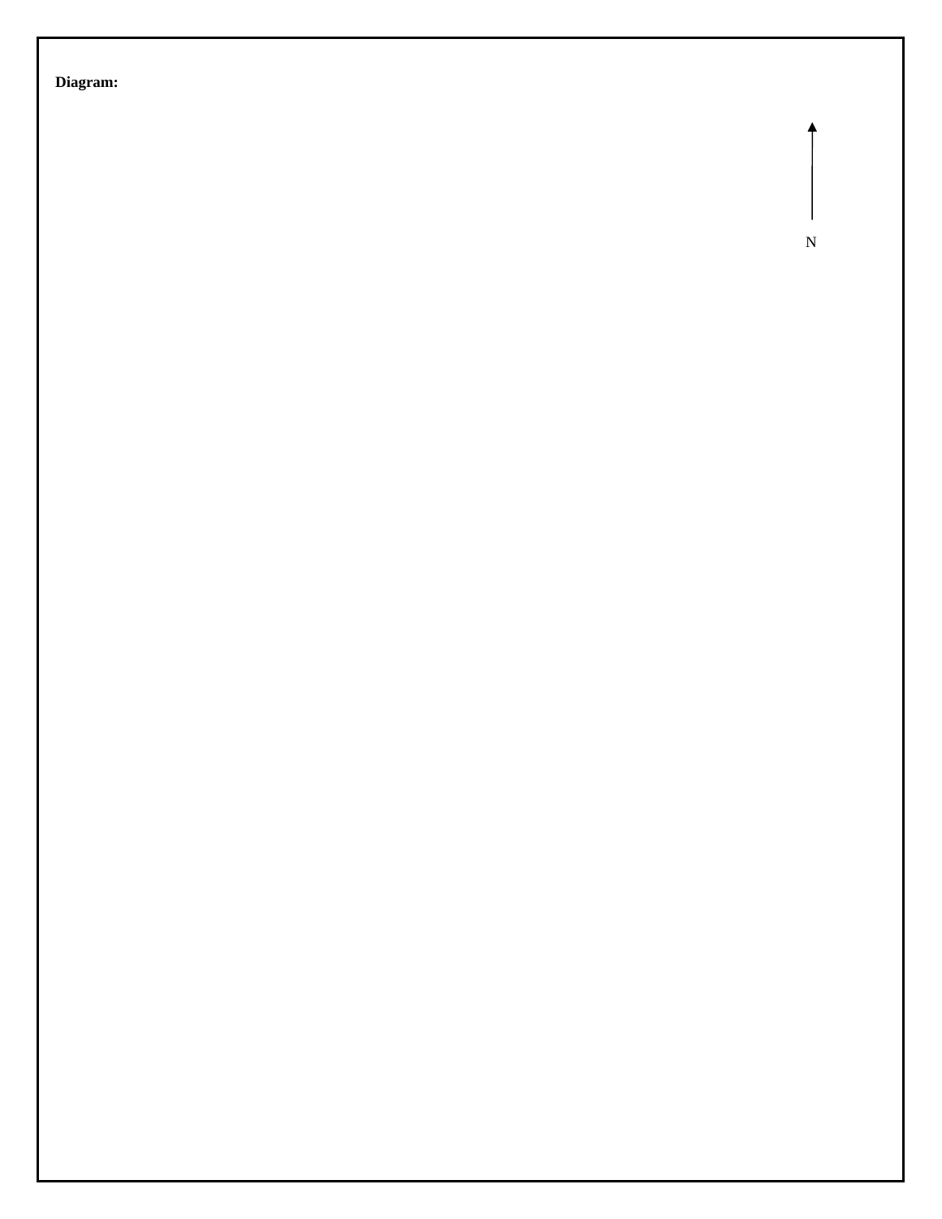**Diagram:**

N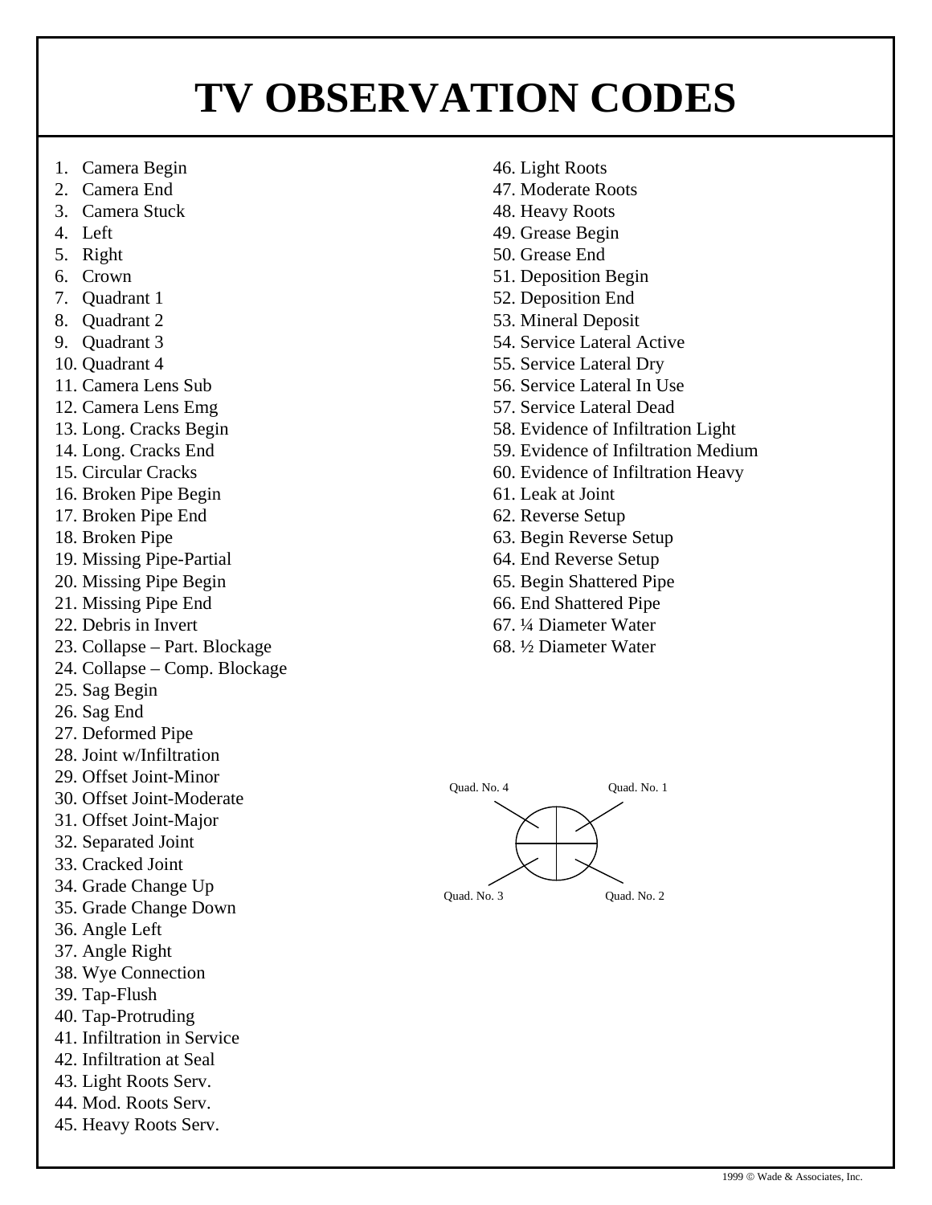# TV OBSERVATION CODES

1. Camera Begin
2. Camera End
3. Camera Stuck
4. Left
5. Right
6. Crown
7. Quadrant 1
8. Quadrant 2
9. Quadrant 3
10. Quadrant 4
11. Camera Lens Sub
12. Camera Lens Emg
13. Long. Cracks Begin
14. Long. Cracks End
15. Circular Cracks
16. Broken Pipe Begin
17. Broken Pipe End
18. Broken Pipe
19. Missing Pipe-Partial
20. Missing Pipe Begin
21. Missing Pipe End
22. Debris in Invert
23. Collapse – Part. Blockage
24. Collapse – Comp. Blockage
25. Sag Begin
26. Sag End
27. Deformed Pipe
28. Joint w/Infiltration
29. Offset Joint-Minor
30. Offset Joint-Moderate
31. Offset Joint-Major
32. Separated Joint
33. Cracked Joint
34. Grade Change Up
35. Grade Change Down
36. Angle Left
37. Angle Right
38. Wye Connection
39. Tap-Flush
40. Tap-Protruding
41. Infiltration in Service
42. Infiltration at Seal
43. Light Roots Serv.
44. Mod. Roots Serv.
45. Heavy Roots Serv.
46. Light Roots
47. Moderate Roots
48. Heavy Roots
49. Grease Begin
50. Grease End
51. Deposition Begin
52. Deposition End
53. Mineral Deposit
54. Service Lateral Active
55. Service Lateral Dry
56. Service Lateral In Use
57. Service Lateral Dead
58. Evidence of Infiltration Light
59. Evidence of Infiltration Medium
60. Evidence of Infiltration Heavy
61. Leak at Joint
62. Reverse Setup
63. Begin Reverse Setup
64. End Reverse Setup
65. Begin Shattered Pipe
66. End Shattered Pipe
67. ¼ Diameter Water
68. ½ Diameter Water

Quad. No. 4 Quad. No. 1

Quad. No. 3 Quad. No. 2

1999 © Wade & Associates, Inc.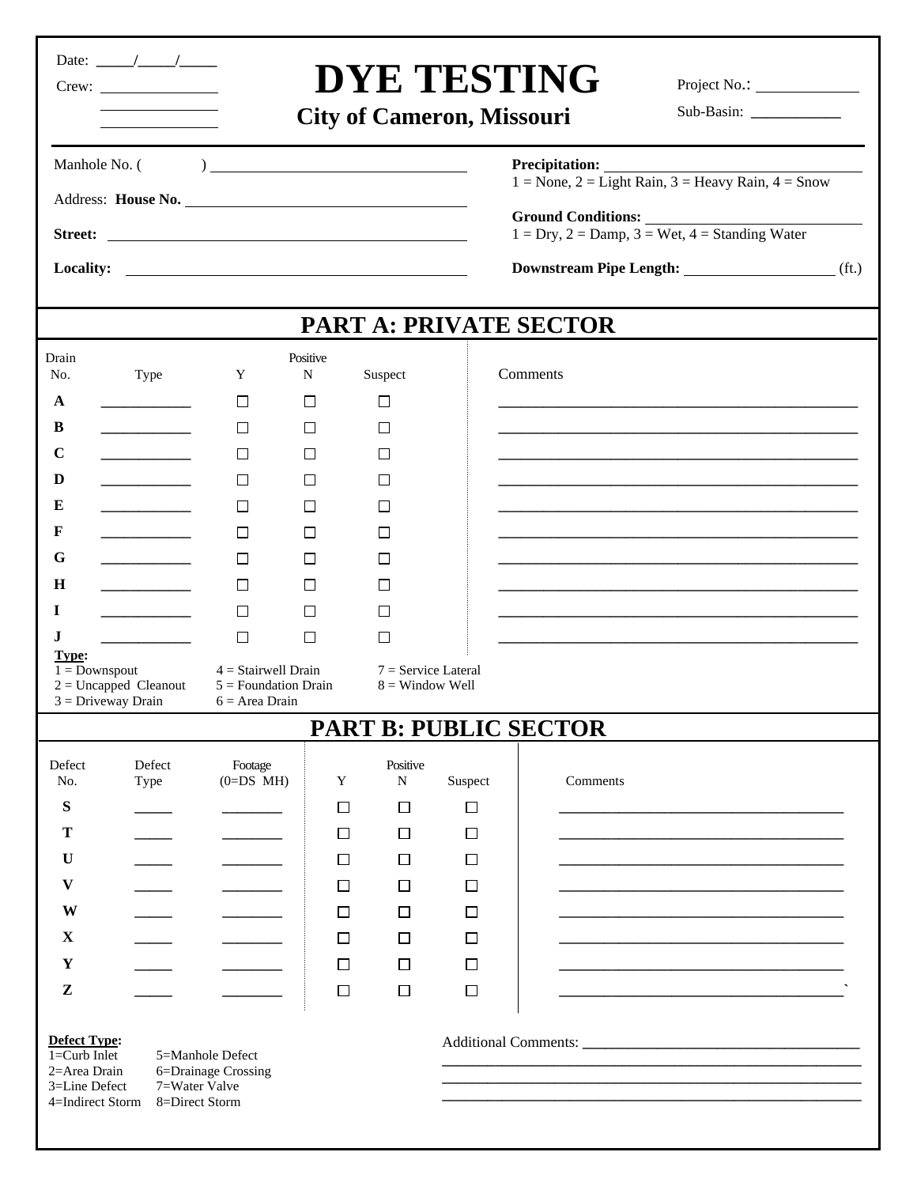# DYE TESTING

## City of Cameron, Missouri

Date: _____/_____/_____

Crew: ______________

______________

______________

Project No.: ____________

Sub-Basin: ___________

Manhole No. ( ) ______________________________

Address: **House No.** ______________________________

**Street:** ______________________________

**Locality:** ______________________________

**Precipitation:** ______________________________
1 = None, 2 = Light Rain, 3 = Heavy Rain, 4 = Snow

**Ground Conditions:** ______________________________
1 = Dry, 2 = Damp, 3 = Wet, 4 = Standing Water

**Downstream Pipe Length:** ________________ (ft.)

## PART A: PRIVATE SECTOR

| Drain No. | Type | Positive Y | Positive N | Suspect | Comments |
|---|---|---|---|---|---|
| **A** | ____________ | ☐ | ☐ | ☐ | ______________________________ |
| **B** | ____________ | ☐ | ☐ | ☐ | ______________________________ |
| **C** | ____________ | ☐ | ☐ | ☐ | ______________________________ |
| **D** | ____________ | ☐ | ☐ | ☐ | ______________________________ |
| **E** | ____________ | ☐ | ☐ | ☐ | ______________________________ |
| **F** | ____________ | ☐ | ☐ | ☐ | ______________________________ |
| **G** | ____________ | ☐ | ☐ | ☐ | ______________________________ |
| **H** | ____________ | ☐ | ☐ | ☐ | ______________________________ |
| **I** | ____________ | ☐ | ☐ | ☐ | ______________________________ |
| **J** | ____________ | ☐ | ☐ | ☐ | ______________________________ |

**Type:**

| | | |
|---|---|---|
| 1 = Downspout | 4 = Stairwell Drain | 7 = Service Lateral |
| 2 = Uncapped Cleanout | 5 = Foundation Drain | 8 = Window Well |
| 3 = Driveway Drain | 6 = Area Drain | |

## PART B: PUBLIC SECTOR

| Defect No. | Defect Type | Footage (0=DS MH) | Positive Y | Positive N | Suspect | Comments |
|---|---|---|---|---|---|---|
| **S** | _____ | ________ | ☐ | ☐ | ☐ | ______________________________ |
| **T** | _____ | ________ | ☐ | ☐ | ☐ | ______________________________ |
| **U** | _____ | ________ | ☐ | ☐ | ☐ | ______________________________ |
| **V** | _____ | ________ | ☐ | ☐ | ☐ | ______________________________ |
| **W** | _____ | ________ | ☐ | ☐ | ☐ | ______________________________ |
| **X** | _____ | ________ | ☐ | ☐ | ☐ | ______________________________ |
| **Y** | _____ | ________ | ☐ | ☐ | ☐ | ______________________________ |
| **Z** | _____ | ________ | ☐ | ☐ | ☐ | ______________________________` |

**Defect Type:**

| | |
|---|---|
| 1=Curb Inlet | 5=Manhole Defect |
| 2=Area Drain | 6=Drainage Crossing |
| 3=Line Defect | 7=Water Valve |
| 4=Indirect Storm | 8=Direct Storm |

Additional Comments: ______________________________

______________________________

______________________________

______________________________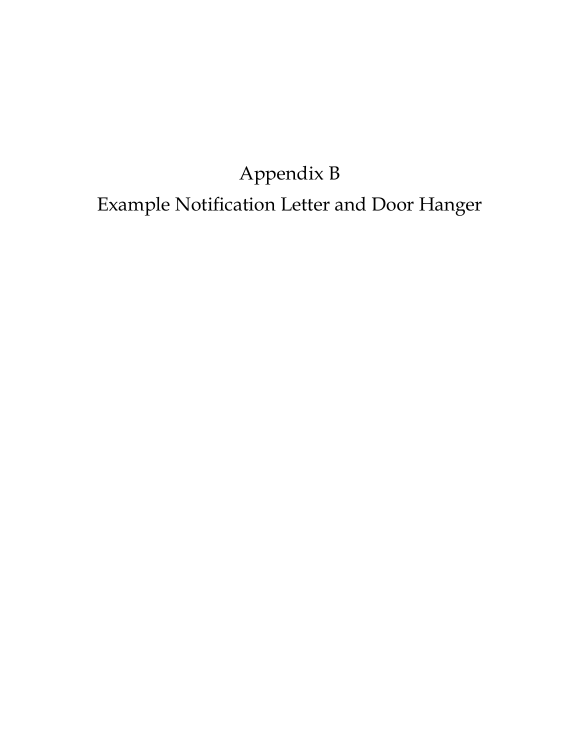# Appendix B

# Example Notification Letter and Door Hanger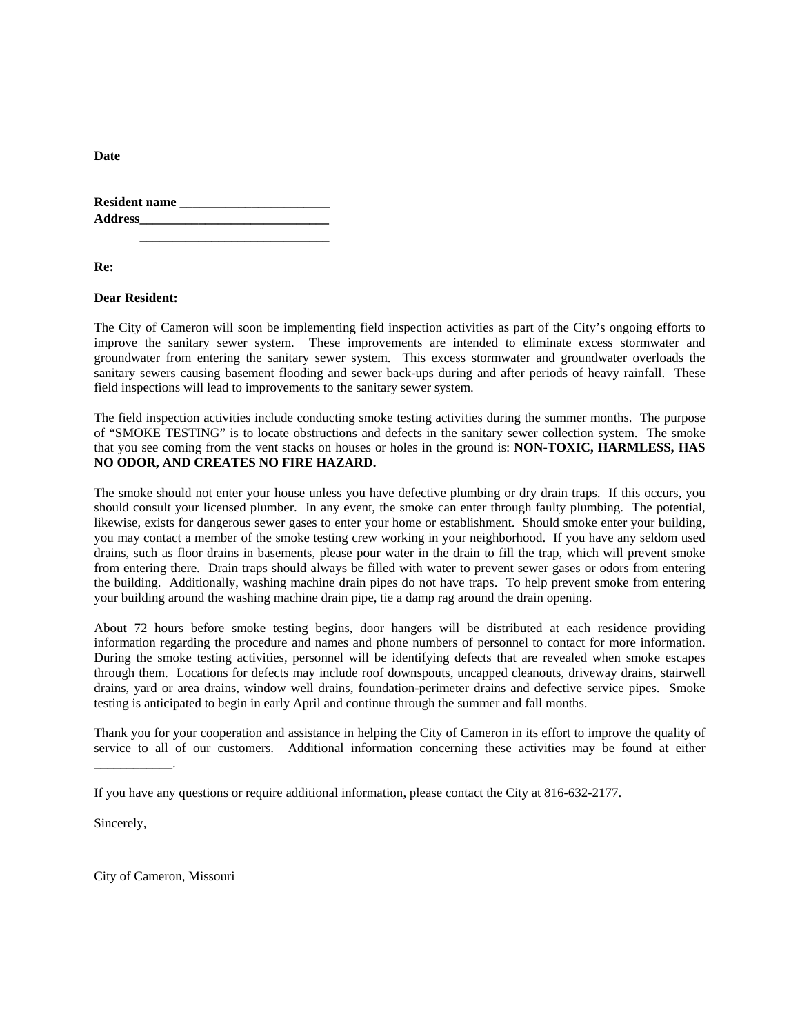**Date**

**Resident name _______________________**
**Address_____________________________**
**_____________________________**

**Re:**

**Dear Resident:**

The City of Cameron will soon be implementing field inspection activities as part of the City's ongoing efforts to improve the sanitary sewer system. These improvements are intended to eliminate excess stormwater and groundwater from entering the sanitary sewer system. This excess stormwater and groundwater overloads the sanitary sewers causing basement flooding and sewer back-ups during and after periods of heavy rainfall. These field inspections will lead to improvements to the sanitary sewer system.

The field inspection activities include conducting smoke testing activities during the summer months. The purpose of "SMOKE TESTING" is to locate obstructions and defects in the sanitary sewer collection system. The smoke that you see coming from the vent stacks on houses or holes in the ground is: **NON-TOXIC, HARMLESS, HAS NO ODOR, AND CREATES NO FIRE HAZARD.**

The smoke should not enter your house unless you have defective plumbing or dry drain traps. If this occurs, you should consult your licensed plumber. In any event, the smoke can enter through faulty plumbing. The potential, likewise, exists for dangerous sewer gases to enter your home or establishment. Should smoke enter your building, you may contact a member of the smoke testing crew working in your neighborhood. If you have any seldom used drains, such as floor drains in basements, please pour water in the drain to fill the trap, which will prevent smoke from entering there. Drain traps should always be filled with water to prevent sewer gases or odors from entering the building. Additionally, washing machine drain pipes do not have traps. To help prevent smoke from entering your building around the washing machine drain pipe, tie a damp rag around the drain opening.

About 72 hours before smoke testing begins, door hangers will be distributed at each residence providing information regarding the procedure and names and phone numbers of personnel to contact for more information. During the smoke testing activities, personnel will be identifying defects that are revealed when smoke escapes through them. Locations for defects may include roof downspouts, uncapped cleanouts, driveway drains, stairwell drains, yard or area drains, window well drains, foundation-perimeter drains and defective service pipes. Smoke testing is anticipated to begin in early April and continue through the summer and fall months.

Thank you for your cooperation and assistance in helping the City of Cameron in its effort to improve the quality of service to all of our customers. Additional information concerning these activities may be found at either ___________.

If you have any questions or require additional information, please contact the City at 816-632-2177.

Sincerely,

City of Cameron, Missouri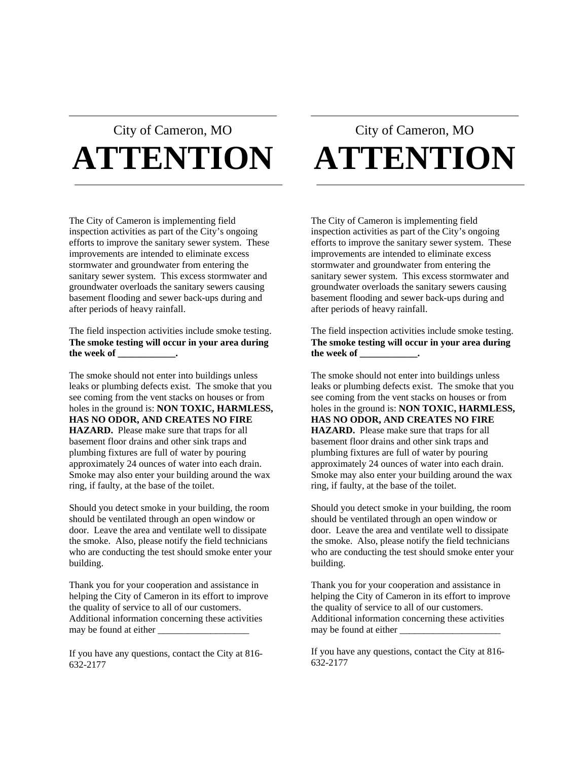City of Cameron, MO

# ATTENTION

The City of Cameron is implementing field inspection activities as part of the City's ongoing efforts to improve the sanitary sewer system. These improvements are intended to eliminate excess stormwater and groundwater from entering the sanitary sewer system. This excess stormwater and groundwater overloads the sanitary sewers causing basement flooding and sewer back-ups during and after periods of heavy rainfall.

The field inspection activities include smoke testing. **The smoke testing will occur in your area during the week of ____________.**

The smoke should not enter into buildings unless leaks or plumbing defects exist. The smoke that you see coming from the vent stacks on houses or from holes in the ground is: **NON TOXIC, HARMLESS, HAS NO ODOR, AND CREATES NO FIRE HAZARD.** Please make sure that traps for all basement floor drains and other sink traps and plumbing fixtures are full of water by pouring approximately 24 ounces of water into each drain. Smoke may also enter your building around the wax ring, if faulty, at the base of the toilet.

Should you detect smoke in your building, the room should be ventilated through an open window or door. Leave the area and ventilate well to dissipate the smoke. Also, please notify the field technicians who are conducting the test should smoke enter your building.

Thank you for your cooperation and assistance in helping the City of Cameron in its effort to improve the quality of service to all of our customers. Additional information concerning these activities may be found at either ___________________

If you have any questions, contact the City at 816-632-2177

City of Cameron, MO

# ATTENTION

The City of Cameron is implementing field inspection activities as part of the City's ongoing efforts to improve the sanitary sewer system. These improvements are intended to eliminate excess stormwater and groundwater from entering the sanitary sewer system. This excess stormwater and groundwater overloads the sanitary sewers causing basement flooding and sewer back-ups during and after periods of heavy rainfall.

The field inspection activities include smoke testing. **The smoke testing will occur in your area during the week of ____________.**

The smoke should not enter into buildings unless leaks or plumbing defects exist. The smoke that you see coming from the vent stacks on houses or from holes in the ground is: **NON TOXIC, HARMLESS, HAS NO ODOR, AND CREATES NO FIRE HAZARD.** Please make sure that traps for all basement floor drains and other sink traps and plumbing fixtures are full of water by pouring approximately 24 ounces of water into each drain. Smoke may also enter your building around the wax ring, if faulty, at the base of the toilet.

Should you detect smoke in your building, the room should be ventilated through an open window or door. Leave the area and ventilate well to dissipate the smoke. Also, please notify the field technicians who are conducting the test should smoke enter your building.

Thank you for your cooperation and assistance in helping the City of Cameron in its effort to improve the quality of service to all of our customers. Additional information concerning these activities may be found at either _____________________

If you have any questions, contact the City at 816-632-2177